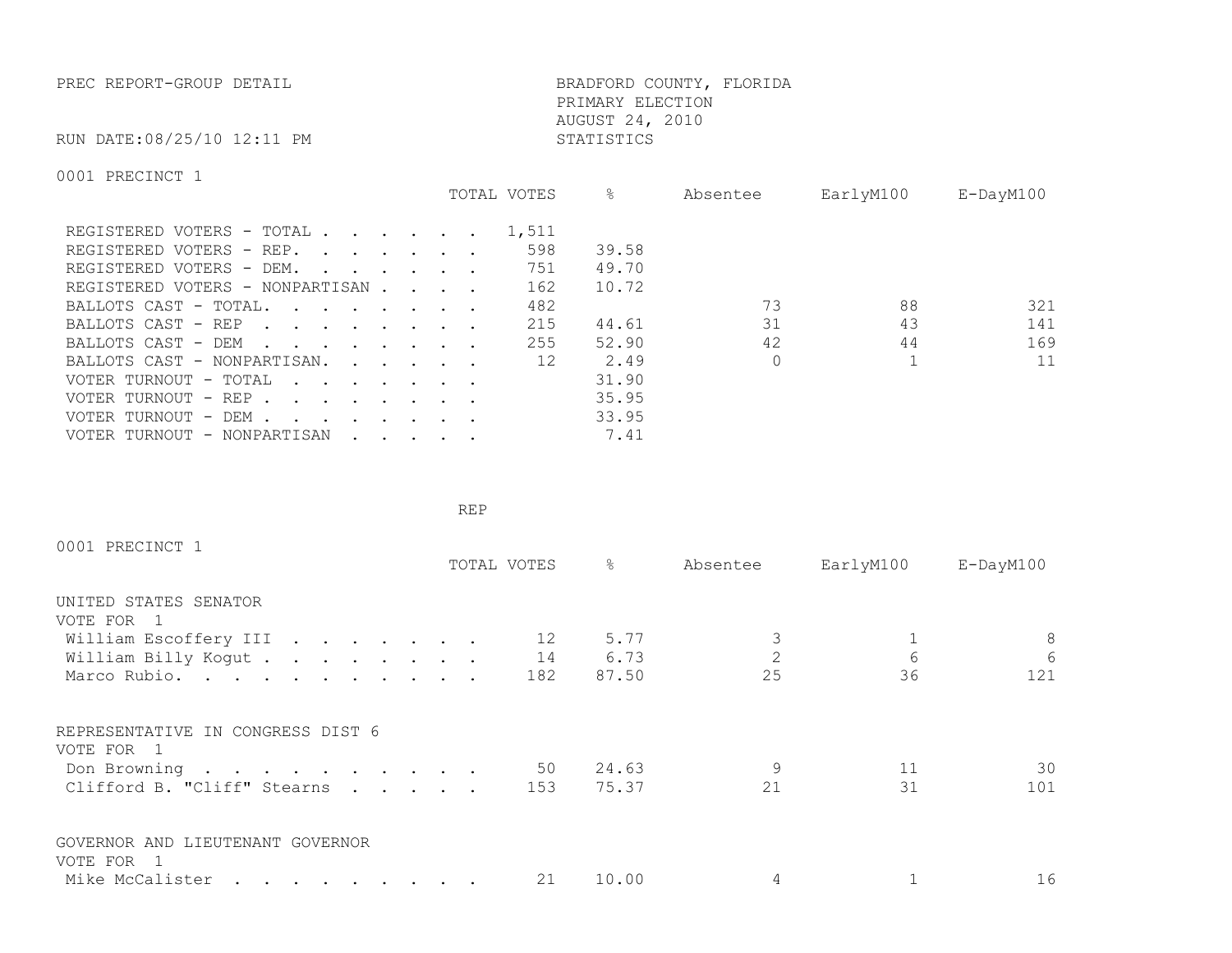PREC REPORT-GROUP DETAIL

RUN DATE:08/25/10 12:11 PM

BRADFORD COUNTY, FLORIDA
PRIMARY ELECTION
AUGUST 24, 2010
STATISTICS

0001 PRECINCT 1

| | TOTAL VOTES | % | Absentee | EarlyM100 | E-DayM100 |
|---|---|---|---|---|---|
| REGISTERED VOTERS - TOTAL | 1,511 | | | | |
| REGISTERED VOTERS - REP. | 598 | 39.58 | | | |
| REGISTERED VOTERS - DEM. | 751 | 49.70 | | | |
| REGISTERED VOTERS - NONPARTISAN | 162 | 10.72 | | | |
| BALLOTS CAST - TOTAL. | 482 | | 73 | 88 | 321 |
| BALLOTS CAST - REP | 215 | 44.61 | 31 | 43 | 141 |
| BALLOTS CAST - DEM | 255 | 52.90 | 42 | 44 | 169 |
| BALLOTS CAST - NONPARTISAN. | 12 | 2.49 | 0 | 1 | 11 |
| VOTER TURNOUT - TOTAL | | 31.90 | | | |
| VOTER TURNOUT - REP | | 35.95 | | | |
| VOTER TURNOUT - DEM | | 33.95 | | | |
| VOTER TURNOUT - NONPARTISAN | | 7.41 | | | |

REP

0001 PRECINCT 1

| | TOTAL VOTES | % | Absentee | EarlyM100 | E-DayM100 |
|---|---|---|---|---|---|
| **UNITED STATES SENATOR** | | | | | |
| VOTE FOR 1 | | | | | |
| William Escoffery III | 12 | 5.77 | 3 | 1 | 8 |
| William Billy Kogut | 14 | 6.73 | 2 | 6 | 6 |
| Marco Rubio. | 182 | 87.50 | 25 | 36 | 121 |
| **REPRESENTATIVE IN CONGRESS DIST 6** | | | | | |
| VOTE FOR 1 | | | | | |
| Don Browning | 50 | 24.63 | 9 | 11 | 30 |
| Clifford B. "Cliff" Stearns | 153 | 75.37 | 21 | 31 | 101 |
| **GOVERNOR AND LIEUTENANT GOVERNOR** | | | | | |
| VOTE FOR 1 | | | | | |
| Mike McCalister | 21 | 10.00 | 4 | 1 | 16 |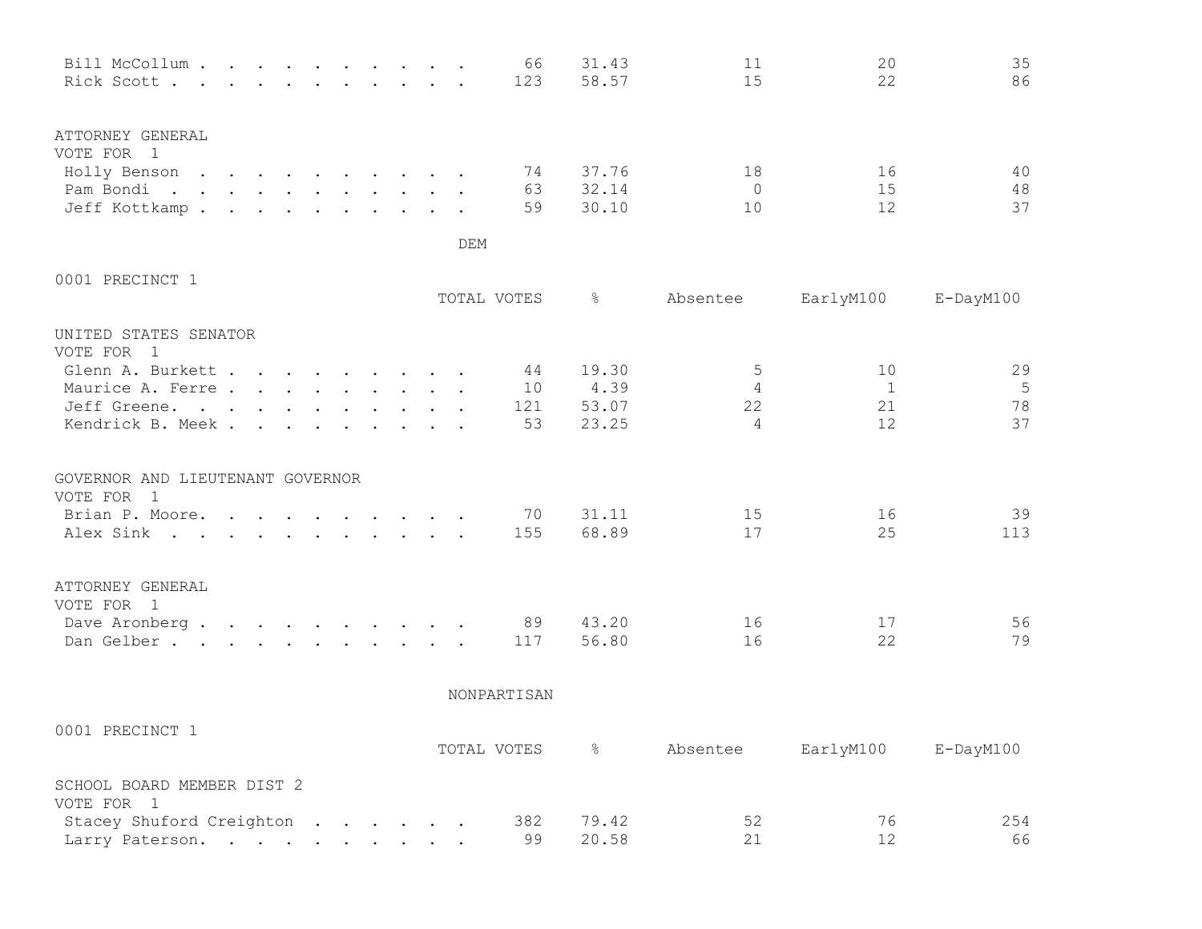| | TOTAL VOTES | % | Absentee | EarlyM100 | E-DayM100 |
|---|---|---|---|---|---|
| Bill McCollum | 66 | 31.43 | 11 | 20 | 35 |
| Rick Scott | 123 | 58.57 | 15 | 22 | 86 |

ATTORNEY GENERAL
VOTE FOR 1

| | TOTAL VOTES | % | Absentee | EarlyM100 | E-DayM100 |
|---|---|---|---|---|---|
| Holly Benson | 74 | 37.76 | 18 | 16 | 40 |
| Pam Bondi | 63 | 32.14 | 0 | 15 | 48 |
| Jeff Kottkamp | 59 | 30.10 | 10 | 12 | 37 |

## DEM

0001 PRECINCT 1

UNITED STATES SENATOR
VOTE FOR 1

| | TOTAL VOTES | % | Absentee | EarlyM100 | E-DayM100 |
|---|---|---|---|---|---|
| Glenn A. Burkett | 44 | 19.30 | 5 | 10 | 29 |
| Maurice A. Ferre | 10 | 4.39 | 4 | 1 | 5 |
| Jeff Greene. | 121 | 53.07 | 22 | 21 | 78 |
| Kendrick B. Meek | 53 | 23.25 | 4 | 12 | 37 |

GOVERNOR AND LIEUTENANT GOVERNOR
VOTE FOR 1

| | TOTAL VOTES | % | Absentee | EarlyM100 | E-DayM100 |
|---|---|---|---|---|---|
| Brian P. Moore. | 70 | 31.11 | 15 | 16 | 39 |
| Alex Sink | 155 | 68.89 | 17 | 25 | 113 |

ATTORNEY GENERAL
VOTE FOR 1

| | TOTAL VOTES | % | Absentee | EarlyM100 | E-DayM100 |
|---|---|---|---|---|---|
| Dave Aronberg | 89 | 43.20 | 16 | 17 | 56 |
| Dan Gelber | 117 | 56.80 | 16 | 22 | 79 |

## NONPARTISAN

0001 PRECINCT 1

SCHOOL BOARD MEMBER DIST 2
VOTE FOR 1

| | TOTAL VOTES | % | Absentee | EarlyM100 | E-DayM100 |
|---|---|---|---|---|---|
| Stacey Shuford Creighton | 382 | 79.42 | 52 | 76 | 254 |
| Larry Paterson. | 99 | 20.58 | 21 | 12 | 66 |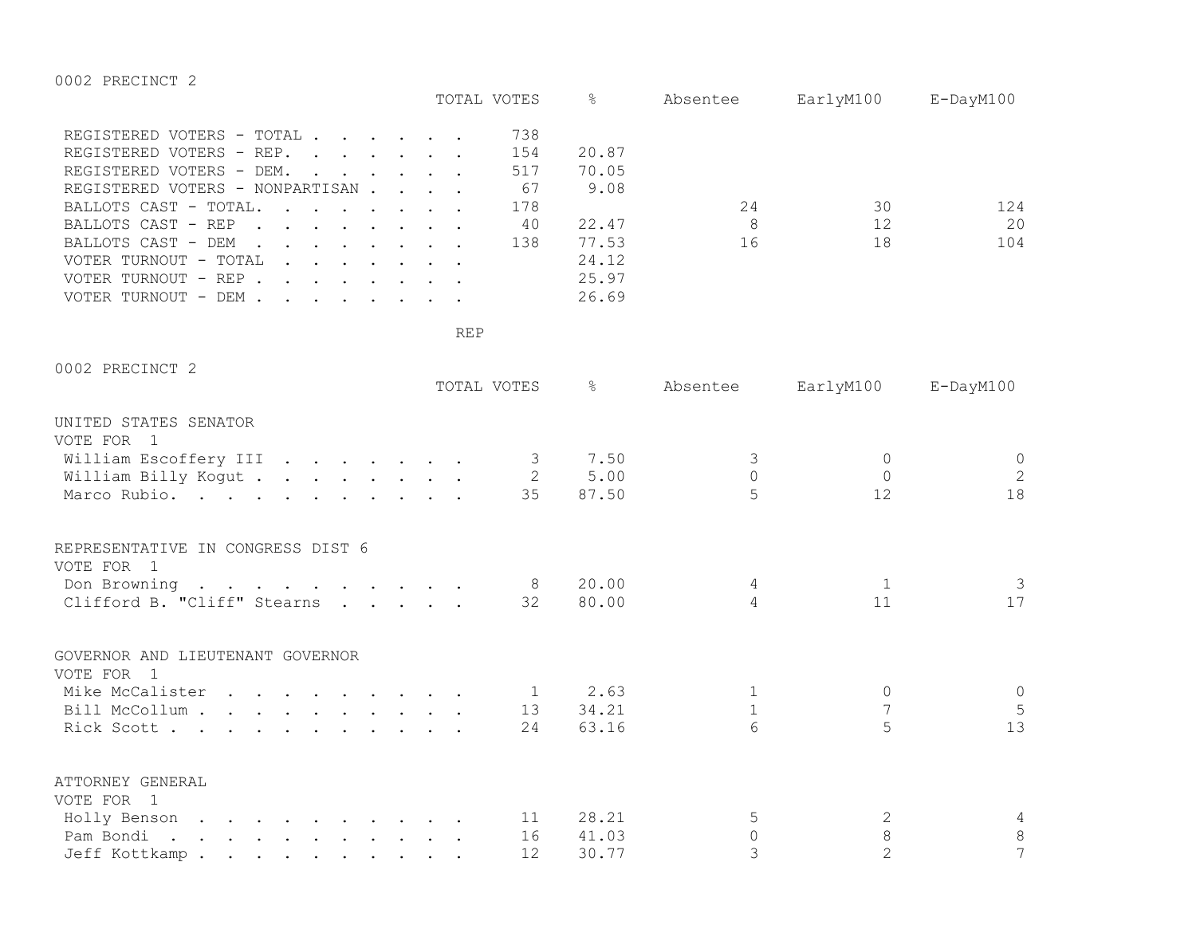## 0002 PRECINCT 2

| | TOTAL VOTES | % | Absentee | EarlyM100 | E-DayM100 |
|---|---|---|---|---|---|
| REGISTERED VOTERS - TOTAL | 738 | | | | |
| REGISTERED VOTERS - REP. | 154 | 20.87 | | | |
| REGISTERED VOTERS - DEM. | 517 | 70.05 | | | |
| REGISTERED VOTERS - NONPARTISAN | 67 | 9.08 | | | |
| BALLOTS CAST - TOTAL. | 178 | | 24 | 30 | 124 |
| BALLOTS CAST - REP | 40 | 22.47 | 8 | 12 | 20 |
| BALLOTS CAST - DEM | 138 | 77.53 | 16 | 18 | 104 |
| VOTER TURNOUT - TOTAL | | 24.12 | | | |
| VOTER TURNOUT - REP | | 25.97 | | | |
| VOTER TURNOUT - DEM | | 26.69 | | | |

REP

## 0002 PRECINCT 2

| | TOTAL VOTES | % | Absentee | EarlyM100 | E-DayM100 |
|---|---|---|---|---|---|
| **UNITED STATES SENATOR** | | | | | |
| VOTE FOR 1 | | | | | |
| William Escoffery III | 3 | 7.50 | 3 | 0 | 0 |
| William Billy Kogut | 2 | 5.00 | 0 | 0 | 2 |
| Marco Rubio. | 35 | 87.50 | 5 | 12 | 18 |
| **REPRESENTATIVE IN CONGRESS DIST 6** | | | | | |
| VOTE FOR 1 | | | | | |
| Don Browning | 8 | 20.00 | 4 | 1 | 3 |
| Clifford B. "Cliff" Stearns | 32 | 80.00 | 4 | 11 | 17 |
| **GOVERNOR AND LIEUTENANT GOVERNOR** | | | | | |
| VOTE FOR 1 | | | | | |
| Mike McCalister | 1 | 2.63 | 1 | 0 | 0 |
| Bill McCollum | 13 | 34.21 | 1 | 7 | 5 |
| Rick Scott | 24 | 63.16 | 6 | 5 | 13 |
| **ATTORNEY GENERAL** | | | | | |
| VOTE FOR 1 | | | | | |
| Holly Benson | 11 | 28.21 | 5 | 2 | 4 |
| Pam Bondi | 16 | 41.03 | 0 | 8 | 8 |
| Jeff Kottkamp | 12 | 30.77 | 3 | 2 | 7 |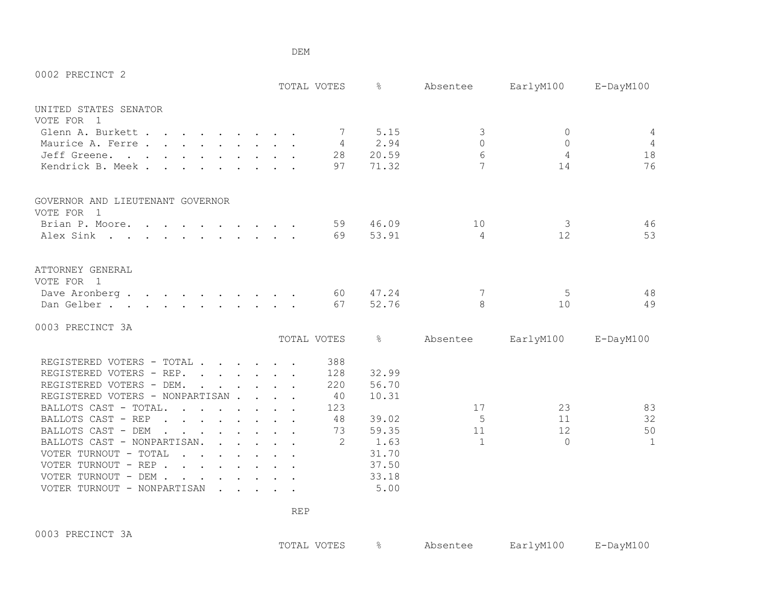DEM

## 0002 PRECINCT 2

| | TOTAL VOTES | % | Absentee | EarlyM100 | E-DayM100 |
|---|---|---|---|---|---|
| **UNITED STATES SENATOR** | | | | | |
| VOTE FOR 1 | | | | | |
| Glenn A. Burkett | 7 | 5.15 | 3 | 0 | 4 |
| Maurice A. Ferre | 4 | 2.94 | 0 | 0 | 4 |
| Jeff Greene. | 28 | 20.59 | 6 | 4 | 18 |
| Kendrick B. Meek | 97 | 71.32 | 7 | 14 | 76 |
| **GOVERNOR AND LIEUTENANT GOVERNOR** | | | | | |
| VOTE FOR 1 | | | | | |
| Brian P. Moore. | 59 | 46.09 | 10 | 3 | 46 |
| Alex Sink | 69 | 53.91 | 4 | 12 | 53 |
| **ATTORNEY GENERAL** | | | | | |
| VOTE FOR 1 | | | | | |
| Dave Aronberg | 60 | 47.24 | 7 | 5 | 48 |
| Dan Gelber | 67 | 52.76 | 8 | 10 | 49 |

## 0003 PRECINCT 3A

| | TOTAL VOTES | % | Absentee | EarlyM100 | E-DayM100 |
|---|---|---|---|---|---|
| REGISTERED VOTERS - TOTAL | 388 | | | | |
| REGISTERED VOTERS - REP. | 128 | 32.99 | | | |
| REGISTERED VOTERS - DEM. | 220 | 56.70 | | | |
| REGISTERED VOTERS - NONPARTISAN | 40 | 10.31 | | | |
| BALLOTS CAST - TOTAL. | 123 | | 17 | 23 | 83 |
| BALLOTS CAST - REP | 48 | 39.02 | 5 | 11 | 32 |
| BALLOTS CAST - DEM | 73 | 59.35 | 11 | 12 | 50 |
| BALLOTS CAST - NONPARTISAN. | 2 | 1.63 | 1 | 0 | 1 |
| VOTER TURNOUT - TOTAL | | 31.70 | | | |
| VOTER TURNOUT - REP | | 37.50 | | | |
| VOTER TURNOUT - DEM | | 33.18 | | | |
| VOTER TURNOUT - NONPARTISAN | | 5.00 | | | |

REP

## 0003 PRECINCT 3A

| | TOTAL VOTES | % | Absentee | EarlyM100 | E-DayM100 |
|---|---|---|---|---|---|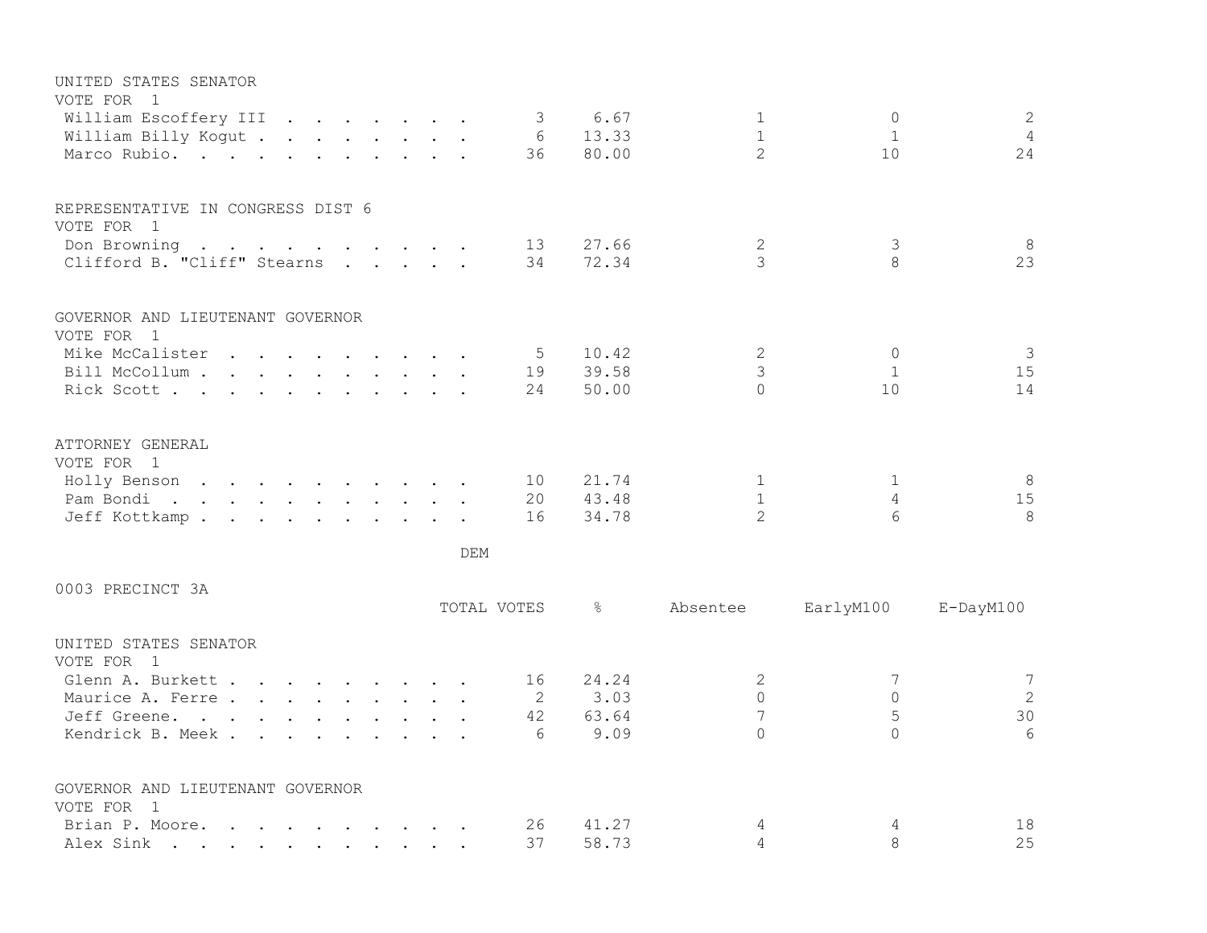UNITED STATES SENATOR
VOTE FOR 1

| | TOTAL VOTES | % | Absentee | EarlyM100 | E-DayM100 |
|---|---|---|---|---|---|
| William Escoffery III | 3 | 6.67 | 1 | 0 | 2 |
| William Billy Kogut | 6 | 13.33 | 1 | 1 | 4 |
| Marco Rubio | 36 | 80.00 | 2 | 10 | 24 |

REPRESENTATIVE IN CONGRESS DIST 6
VOTE FOR 1

| | TOTAL VOTES | % | Absentee | EarlyM100 | E-DayM100 |
|---|---|---|---|---|---|
| Don Browning | 13 | 27.66 | 2 | 3 | 8 |
| Clifford B. "Cliff" Stearns | 34 | 72.34 | 3 | 8 | 23 |

GOVERNOR AND LIEUTENANT GOVERNOR
VOTE FOR 1

| | TOTAL VOTES | % | Absentee | EarlyM100 | E-DayM100 |
|---|---|---|---|---|---|
| Mike McCalister | 5 | 10.42 | 2 | 0 | 3 |
| Bill McCollum | 19 | 39.58 | 3 | 1 | 15 |
| Rick Scott | 24 | 50.00 | 0 | 10 | 14 |

ATTORNEY GENERAL
VOTE FOR 1

| | TOTAL VOTES | % | Absentee | EarlyM100 | E-DayM100 |
|---|---|---|---|---|---|
| Holly Benson | 10 | 21.74 | 1 | 1 | 8 |
| Pam Bondi | 20 | 43.48 | 1 | 4 | 15 |
| Jeff Kottkamp | 16 | 34.78 | 2 | 6 | 8 |

DEM

0003 PRECINCT 3A

UNITED STATES SENATOR
VOTE FOR 1

| | TOTAL VOTES | % | Absentee | EarlyM100 | E-DayM100 |
|---|---|---|---|---|---|
| Glenn A. Burkett | 16 | 24.24 | 2 | 7 | 7 |
| Maurice A. Ferre | 2 | 3.03 | 0 | 0 | 2 |
| Jeff Greene | 42 | 63.64 | 7 | 5 | 30 |
| Kendrick B. Meek | 6 | 9.09 | 0 | 0 | 6 |

GOVERNOR AND LIEUTENANT GOVERNOR
VOTE FOR 1

| | TOTAL VOTES | % | Absentee | EarlyM100 | E-DayM100 |
|---|---|---|---|---|---|
| Brian P. Moore | 26 | 41.27 | 4 | 4 | 18 |
| Alex Sink | 37 | 58.73 | 4 | 8 | 25 |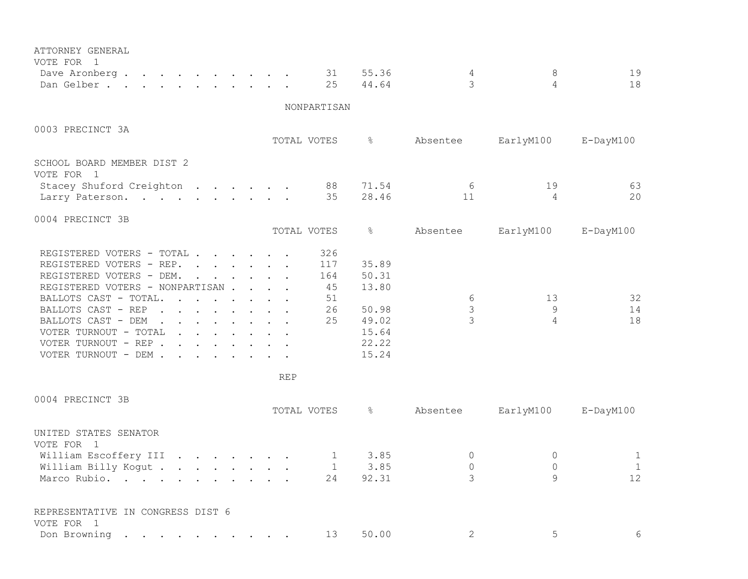ATTORNEY GENERAL
VOTE FOR 1

| | TOTAL VOTES | % | Absentee | EarlyM100 | E-DayM100 |
|---|---|---|---|---|---|
| Dave Aronberg | 31 | 55.36 | 4 | 8 | 19 |
| Dan Gelber | 25 | 44.64 | 3 | 4 | 18 |

NONPARTISAN

0003 PRECINCT 3A

SCHOOL BOARD MEMBER DIST 2
VOTE FOR 1

| | TOTAL VOTES | % | Absentee | EarlyM100 | E-DayM100 |
|---|---|---|---|---|---|
| Stacey Shuford Creighton | 88 | 71.54 | 6 | 19 | 63 |
| Larry Paterson. | 35 | 28.46 | 11 | 4 | 20 |

0004 PRECINCT 3B

| | TOTAL VOTES | % | Absentee | EarlyM100 | E-DayM100 |
|---|---|---|---|---|---|
| REGISTERED VOTERS - TOTAL | 326 | | | | |
| REGISTERED VOTERS - REP. | 117 | 35.89 | | | |
| REGISTERED VOTERS - DEM. | 164 | 50.31 | | | |
| REGISTERED VOTERS - NONPARTISAN | 45 | 13.80 | | | |
| BALLOTS CAST - TOTAL. | 51 | | 6 | 13 | 32 |
| BALLOTS CAST - REP | 26 | 50.98 | 3 | 9 | 14 |
| BALLOTS CAST - DEM | 25 | 49.02 | 3 | 4 | 18 |
| VOTER TURNOUT - TOTAL | | 15.64 | | | |
| VOTER TURNOUT - REP | | 22.22 | | | |
| VOTER TURNOUT - DEM | | 15.24 | | | |

REP

0004 PRECINCT 3B

UNITED STATES SENATOR
VOTE FOR 1

| | TOTAL VOTES | % | Absentee | EarlyM100 | E-DayM100 |
|---|---|---|---|---|---|
| William Escoffery III | 1 | 3.85 | 0 | 0 | 1 |
| William Billy Kogut | 1 | 3.85 | 0 | 0 | 1 |
| Marco Rubio. | 24 | 92.31 | 3 | 9 | 12 |

REPRESENTATIVE IN CONGRESS DIST 6
VOTE FOR 1

| | TOTAL VOTES | % | Absentee | EarlyM100 | E-DayM100 |
|---|---|---|---|---|---|
| Don Browning | 13 | 50.00 | 2 | 5 | 6 |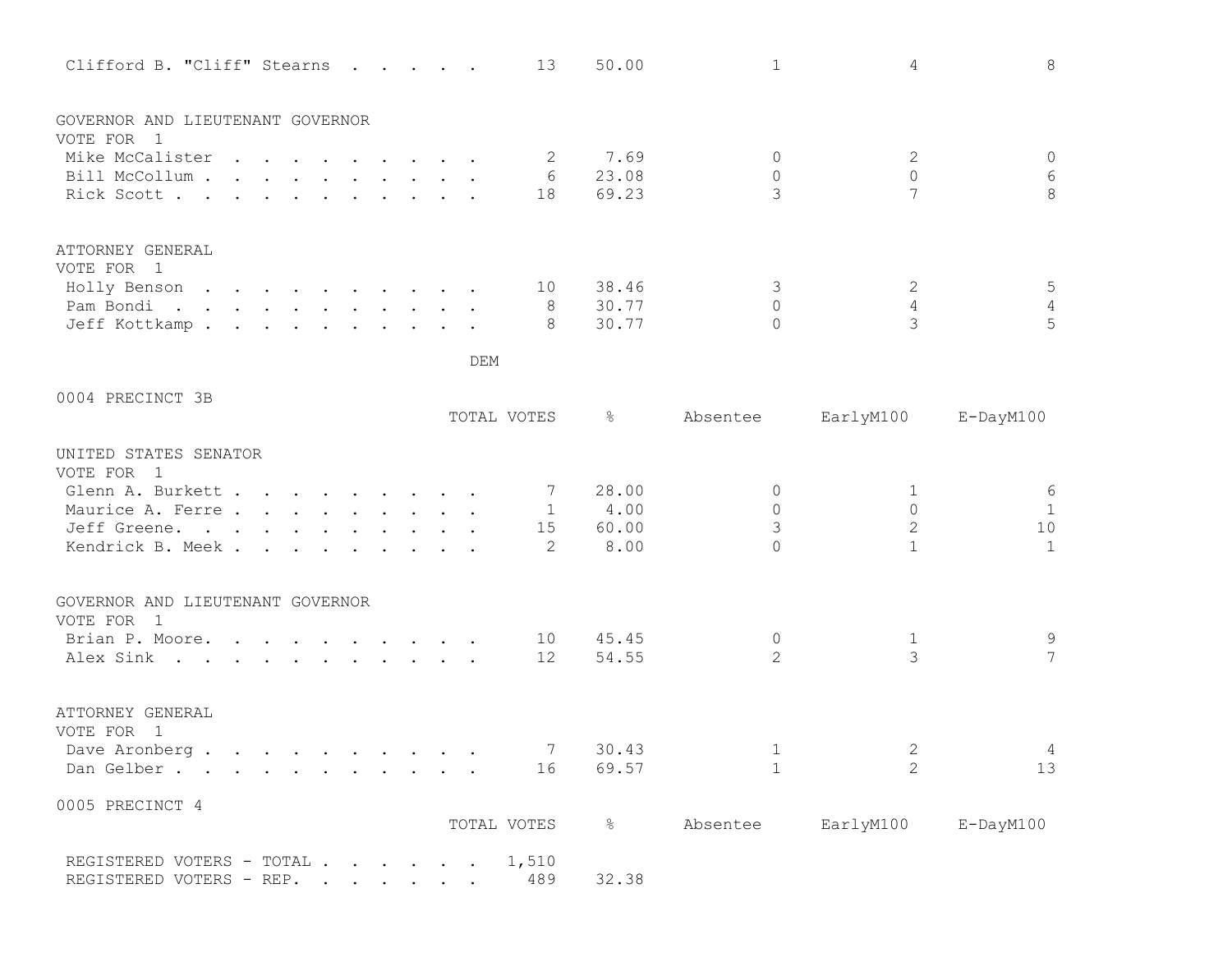| Candidate | TOTAL VOTES | % | Absentee | EarlyM100 | E-DayM100 |
|---|---|---|---|---|---|
| Clifford B. "Cliff" Stearns | 13 | 50.00 | 1 | 4 | 8 |

GOVERNOR AND LIEUTENANT GOVERNOR
VOTE FOR 1

| Candidate | TOTAL VOTES | % | Absentee | EarlyM100 | E-DayM100 |
|---|---|---|---|---|---|
| Mike McCalister | 2 | 7.69 | 0 | 2 | 0 |
| Bill McCollum | 6 | 23.08 | 0 | 0 | 6 |
| Rick Scott | 18 | 69.23 | 3 | 7 | 8 |

ATTORNEY GENERAL
VOTE FOR 1

| Candidate | TOTAL VOTES | % | Absentee | EarlyM100 | E-DayM100 |
|---|---|---|---|---|---|
| Holly Benson | 10 | 38.46 | 3 | 2 | 5 |
| Pam Bondi | 8 | 30.77 | 0 | 4 | 4 |
| Jeff Kottkamp | 8 | 30.77 | 0 | 3 | 5 |

DEM

0004 PRECINCT 3B

UNITED STATES SENATOR
VOTE FOR 1

| Candidate | TOTAL VOTES | % | Absentee | EarlyM100 | E-DayM100 |
|---|---|---|---|---|---|
| Glenn A. Burkett | 7 | 28.00 | 0 | 1 | 6 |
| Maurice A. Ferre | 1 | 4.00 | 0 | 0 | 1 |
| Jeff Greene. | 15 | 60.00 | 3 | 2 | 10 |
| Kendrick B. Meek | 2 | 8.00 | 0 | 1 | 1 |

GOVERNOR AND LIEUTENANT GOVERNOR
VOTE FOR 1

| Candidate | TOTAL VOTES | % | Absentee | EarlyM100 | E-DayM100 |
|---|---|---|---|---|---|
| Brian P. Moore. | 10 | 45.45 | 0 | 1 | 9 |
| Alex Sink | 12 | 54.55 | 2 | 3 | 7 |

ATTORNEY GENERAL
VOTE FOR 1

| Candidate | TOTAL VOTES | % | Absentee | EarlyM100 | E-DayM100 |
|---|---|---|---|---|---|
| Dave Aronberg | 7 | 30.43 | 1 | 2 | 4 |
| Dan Gelber | 16 | 69.57 | 1 | 2 | 13 |

0005 PRECINCT 4

| | TOTAL VOTES | % | Absentee | EarlyM100 | E-DayM100 |
|---|---|---|---|---|---|
| REGISTERED VOTERS - TOTAL | 1,510 | | | | |
| REGISTERED VOTERS - REP. | 489 | 32.38 | | | |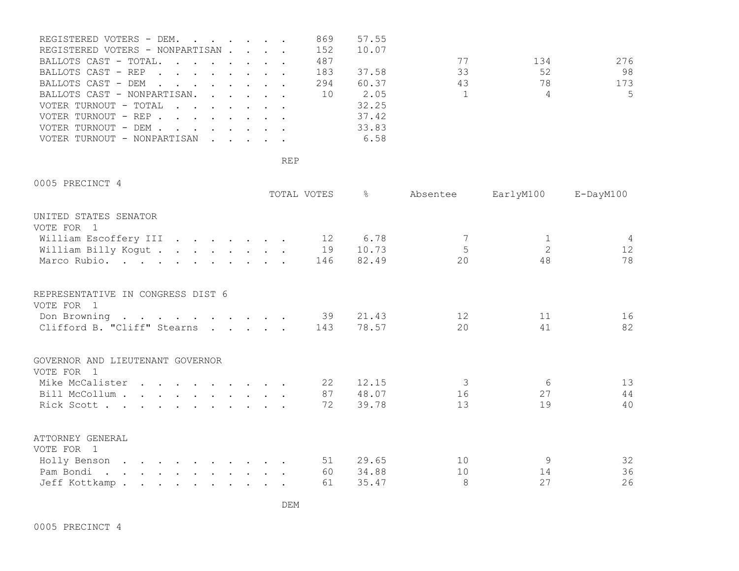| | TOTAL VOTES | % | Absentee | EarlyM100 | E-DayM100 |
|---|---|---|---|---|---|
| REGISTERED VOTERS - DEM. | 869 | 57.55 | | | |
| REGISTERED VOTERS - NONPARTISAN | 152 | 10.07 | | | |
| BALLOTS CAST - TOTAL. | 487 | | 77 | 134 | 276 |
| BALLOTS CAST - REP | 183 | 37.58 | 33 | 52 | 98 |
| BALLOTS CAST - DEM | 294 | 60.37 | 43 | 78 | 173 |
| BALLOTS CAST - NONPARTISAN. | 10 | 2.05 | 1 | 4 | 5 |
| VOTER TURNOUT - TOTAL | | 32.25 | | | |
| VOTER TURNOUT - REP | | 37.42 | | | |
| VOTER TURNOUT - DEM | | 33.83 | | | |
| VOTER TURNOUT - NONPARTISAN | | 6.58 | | | |

REP

0005 PRECINCT 4

| | TOTAL VOTES | % | Absentee | EarlyM100 | E-DayM100 |
|---|---|---|---|---|---|
| **UNITED STATES SENATOR** | | | | | |
| VOTE FOR 1 | | | | | |
| William Escoffery III | 12 | 6.78 | 7 | 1 | 4 |
| William Billy Kogut | 19 | 10.73 | 5 | 2 | 12 |
| Marco Rubio. | 146 | 82.49 | 20 | 48 | 78 |
| **REPRESENTATIVE IN CONGRESS DIST 6** | | | | | |
| VOTE FOR 1 | | | | | |
| Don Browning | 39 | 21.43 | 12 | 11 | 16 |
| Clifford B. "Cliff" Stearns | 143 | 78.57 | 20 | 41 | 82 |
| **GOVERNOR AND LIEUTENANT GOVERNOR** | | | | | |
| VOTE FOR 1 | | | | | |
| Mike McCalister | 22 | 12.15 | 3 | 6 | 13 |
| Bill McCollum | 87 | 48.07 | 16 | 27 | 44 |
| Rick Scott | 72 | 39.78 | 13 | 19 | 40 |
| **ATTORNEY GENERAL** | | | | | |
| VOTE FOR 1 | | | | | |
| Holly Benson | 51 | 29.65 | 10 | 9 | 32 |
| Pam Bondi | 60 | 34.88 | 10 | 14 | 36 |
| Jeff Kottkamp | 61 | 35.47 | 8 | 27 | 26 |

DEM

0005 PRECINCT 4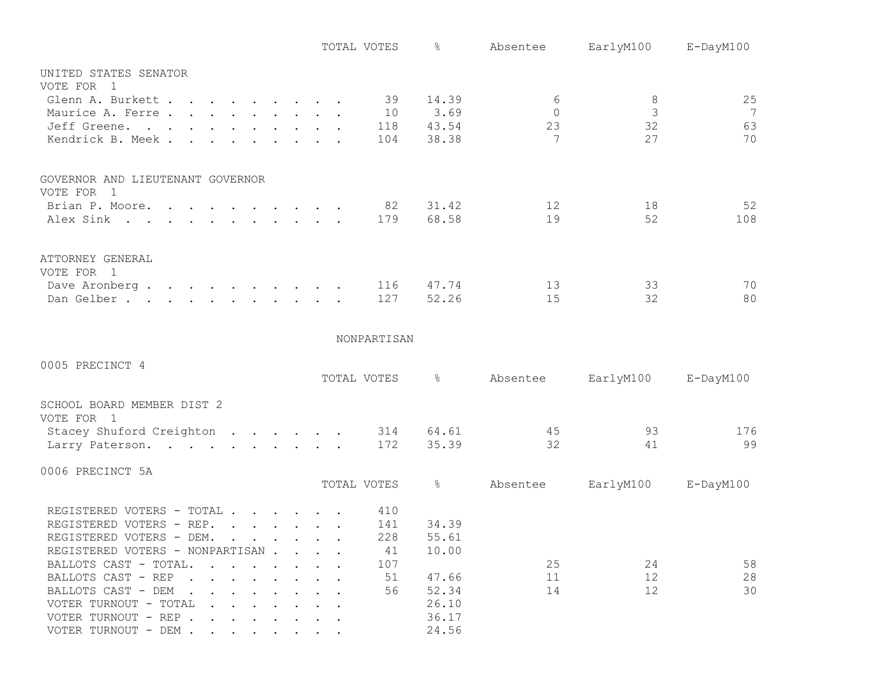| | TOTAL VOTES | % | Absentee | EarlyM100 | E-DayM100 |
|---|---|---|---|---|---|
| **UNITED STATES SENATOR** | | | | | |
| VOTE FOR 1 | | | | | |
| Glenn A. Burkett | 39 | 14.39 | 6 | 8 | 25 |
| Maurice A. Ferre | 10 | 3.69 | 0 | 3 | 7 |
| Jeff Greene. | 118 | 43.54 | 23 | 32 | 63 |
| Kendrick B. Meek | 104 | 38.38 | 7 | 27 | 70 |
| **GOVERNOR AND LIEUTENANT GOVERNOR** | | | | | |
| VOTE FOR 1 | | | | | |
| Brian P. Moore. | 82 | 31.42 | 12 | 18 | 52 |
| Alex Sink | 179 | 68.58 | 19 | 52 | 108 |
| **ATTORNEY GENERAL** | | | | | |
| VOTE FOR 1 | | | | | |
| Dave Aronberg | 116 | 47.74 | 13 | 33 | 70 |
| Dan Gelber | 127 | 52.26 | 15 | 32 | 80 |

NONPARTISAN

0005 PRECINCT 4

| | TOTAL VOTES | % | Absentee | EarlyM100 | E-DayM100 |
|---|---|---|---|---|---|
| **SCHOOL BOARD MEMBER DIST 2** | | | | | |
| VOTE FOR 1 | | | | | |
| Stacey Shuford Creighton | 314 | 64.61 | 45 | 93 | 176 |
| Larry Paterson. | 172 | 35.39 | 32 | 41 | 99 |

0006 PRECINCT 5A

| | TOTAL VOTES | % | Absentee | EarlyM100 | E-DayM100 |
|---|---|---|---|---|---|
| REGISTERED VOTERS - TOTAL | 410 | | | | |
| REGISTERED VOTERS - REP. | 141 | 34.39 | | | |
| REGISTERED VOTERS - DEM. | 228 | 55.61 | | | |
| REGISTERED VOTERS - NONPARTISAN | 41 | 10.00 | | | |
| BALLOTS CAST - TOTAL. | 107 | | 25 | 24 | 58 |
| BALLOTS CAST - REP | 51 | 47.66 | 11 | 12 | 28 |
| BALLOTS CAST - DEM | 56 | 52.34 | 14 | 12 | 30 |
| VOTER TURNOUT - TOTAL | | 26.10 | | | |
| VOTER TURNOUT - REP | | 36.17 | | | |
| VOTER TURNOUT - DEM | | 24.56 | | | |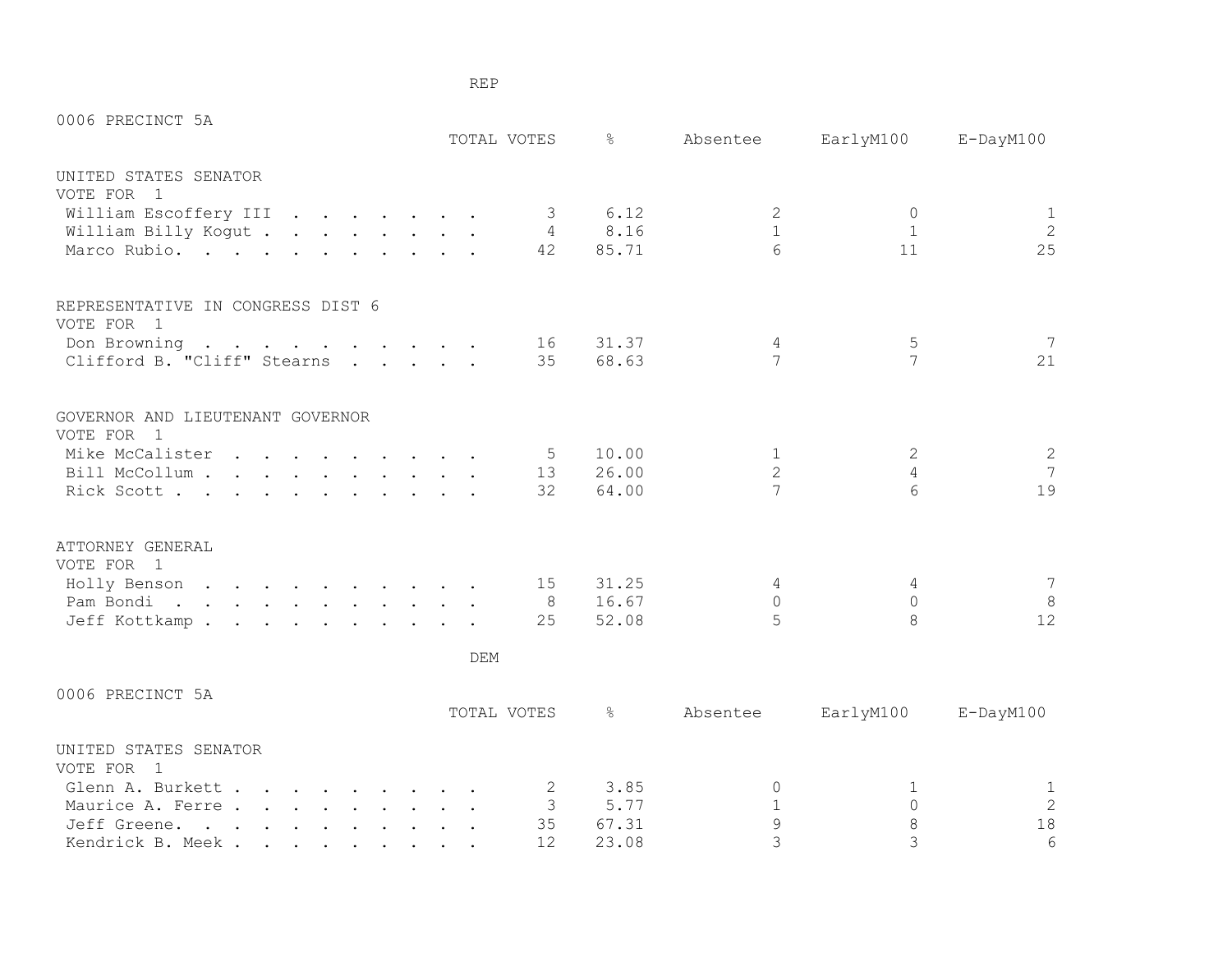REP

0006 PRECINCT 5A

| | TOTAL VOTES | % | Absentee | EarlyM100 | E-DayM100 |
|---|---|---|---|---|---|
| **UNITED STATES SENATOR** | | | | | |
| VOTE FOR 1 | | | | | |
| William Escoffery III | 3 | 6.12 | 2 | 0 | 1 |
| William Billy Kogut | 4 | 8.16 | 1 | 1 | 2 |
| Marco Rubio | 42 | 85.71 | 6 | 11 | 25 |
| **REPRESENTATIVE IN CONGRESS DIST 6** | | | | | |
| VOTE FOR 1 | | | | | |
| Don Browning | 16 | 31.37 | 4 | 5 | 7 |
| Clifford B. "Cliff" Stearns | 35 | 68.63 | 7 | 7 | 21 |
| **GOVERNOR AND LIEUTENANT GOVERNOR** | | | | | |
| VOTE FOR 1 | | | | | |
| Mike McCalister | 5 | 10.00 | 1 | 2 | 2 |
| Bill McCollum | 13 | 26.00 | 2 | 4 | 7 |
| Rick Scott | 32 | 64.00 | 7 | 6 | 19 |
| **ATTORNEY GENERAL** | | | | | |
| VOTE FOR 1 | | | | | |
| Holly Benson | 15 | 31.25 | 4 | 4 | 7 |
| Pam Bondi | 8 | 16.67 | 0 | 0 | 8 |
| Jeff Kottkamp | 25 | 52.08 | 5 | 8 | 12 |

DEM

0006 PRECINCT 5A

| | TOTAL VOTES | % | Absentee | EarlyM100 | E-DayM100 |
|---|---|---|---|---|---|
| **UNITED STATES SENATOR** | | | | | |
| VOTE FOR 1 | | | | | |
| Glenn A. Burkett | 2 | 3.85 | 0 | 1 | 1 |
| Maurice A. Ferre | 3 | 5.77 | 1 | 0 | 2 |
| Jeff Greene | 35 | 67.31 | 9 | 8 | 18 |
| Kendrick B. Meek | 12 | 23.08 | 3 | 3 | 6 |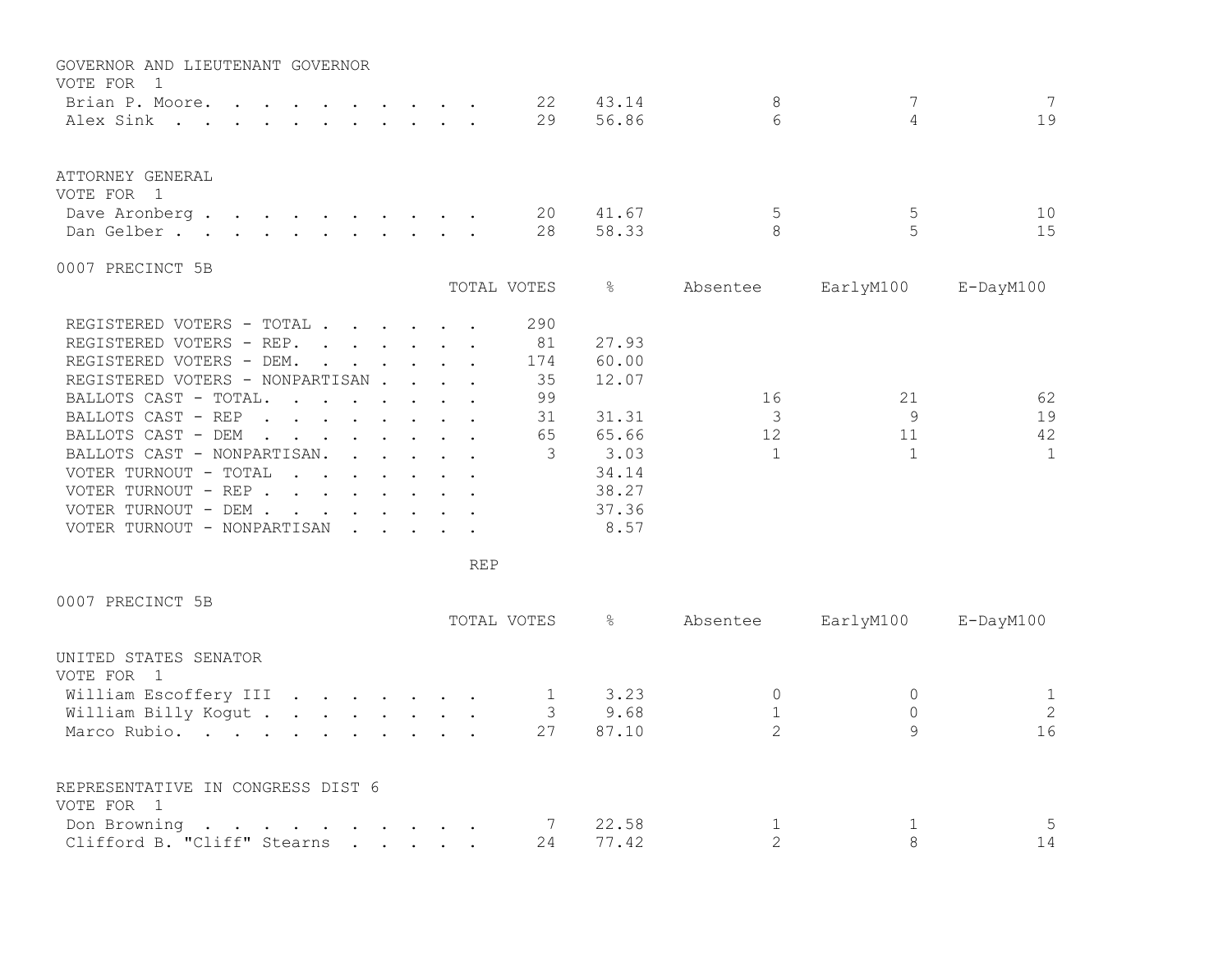GOVERNOR AND LIEUTENANT GOVERNOR
VOTE FOR 1

| Candidate | TOTAL VOTES | % | Absentee | EarlyM100 | E-DayM100 |
|---|---|---|---|---|---|
| Brian P. Moore. | 22 | 43.14 | 8 | 7 | 7 |
| Alex Sink | 29 | 56.86 | 6 | 4 | 19 |

ATTORNEY GENERAL
VOTE FOR 1

| Candidate | TOTAL VOTES | % | Absentee | EarlyM100 | E-DayM100 |
|---|---|---|---|---|---|
| Dave Aronberg | 20 | 41.67 | 5 | 5 | 10 |
| Dan Gelber | 28 | 58.33 | 8 | 5 | 15 |

0007 PRECINCT 5B

| | TOTAL VOTES | % | Absentee | EarlyM100 | E-DayM100 |
|---|---|---|---|---|---|
| REGISTERED VOTERS - TOTAL | 290 | | | | |
| REGISTERED VOTERS - REP. | 81 | 27.93 | | | |
| REGISTERED VOTERS - DEM. | 174 | 60.00 | | | |
| REGISTERED VOTERS - NONPARTISAN | 35 | 12.07 | | | |
| BALLOTS CAST - TOTAL. | 99 | | 16 | 21 | 62 |
| BALLOTS CAST - REP | 31 | 31.31 | 3 | 9 | 19 |
| BALLOTS CAST - DEM | 65 | 65.66 | 12 | 11 | 42 |
| BALLOTS CAST - NONPARTISAN. | 3 | 3.03 | 1 | 1 | 1 |
| VOTER TURNOUT - TOTAL | | 34.14 | | | |
| VOTER TURNOUT - REP | | 38.27 | | | |
| VOTER TURNOUT - DEM | | 37.36 | | | |
| VOTER TURNOUT - NONPARTISAN | | 8.57 | | | |

REP

0007 PRECINCT 5B

UNITED STATES SENATOR
VOTE FOR 1

| Candidate | TOTAL VOTES | % | Absentee | EarlyM100 | E-DayM100 |
|---|---|---|---|---|---|
| William Escoffery III | 1 | 3.23 | 0 | 0 | 1 |
| William Billy Kogut | 3 | 9.68 | 1 | 0 | 2 |
| Marco Rubio. | 27 | 87.10 | 2 | 9 | 16 |

REPRESENTATIVE IN CONGRESS DIST 6
VOTE FOR 1

| Candidate | TOTAL VOTES | % | Absentee | EarlyM100 | E-DayM100 |
|---|---|---|---|---|---|
| Don Browning | 7 | 22.58 | 1 | 1 | 5 |
| Clifford B. "Cliff" Stearns | 24 | 77.42 | 2 | 8 | 14 |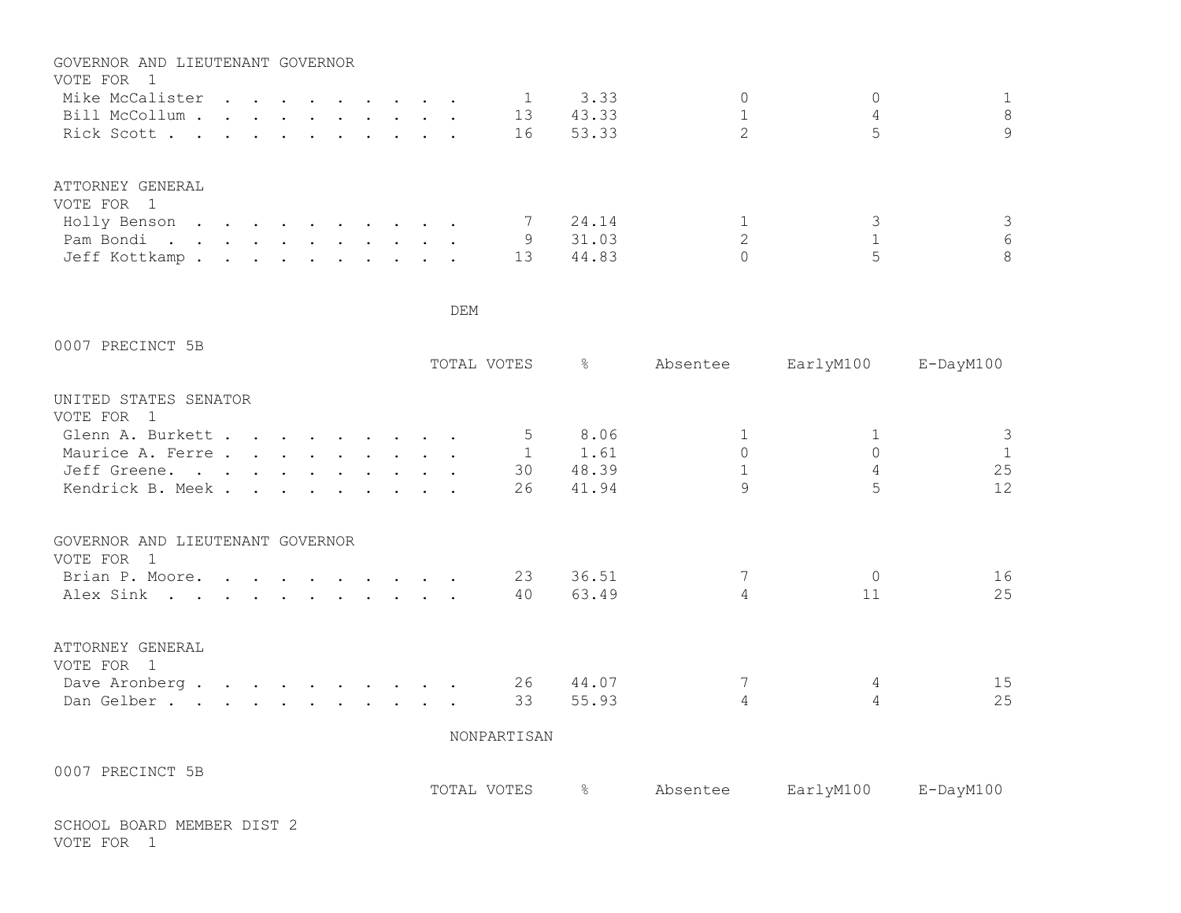GOVERNOR AND LIEUTENANT GOVERNOR
VOTE FOR 1

| Candidate | TOTAL VOTES | % | Absentee | EarlyM100 | E-DayM100 |
|---|---|---|---|---|---|
| Mike McCalister | 1 | 3.33 | 0 | 0 | 1 |
| Bill McCollum | 13 | 43.33 | 1 | 4 | 8 |
| Rick Scott | 16 | 53.33 | 2 | 5 | 9 |

ATTORNEY GENERAL
VOTE FOR 1

| Candidate | TOTAL VOTES | % | Absentee | EarlyM100 | E-DayM100 |
|---|---|---|---|---|---|
| Holly Benson | 7 | 24.14 | 1 | 3 | 3 |
| Pam Bondi | 9 | 31.03 | 2 | 1 | 6 |
| Jeff Kottkamp | 13 | 44.83 | 0 | 5 | 8 |

DEM

0007 PRECINCT 5B

UNITED STATES SENATOR
VOTE FOR 1

| Candidate | TOTAL VOTES | % | Absentee | EarlyM100 | E-DayM100 |
|---|---|---|---|---|---|
| Glenn A. Burkett | 5 | 8.06 | 1 | 1 | 3 |
| Maurice A. Ferre | 1 | 1.61 | 0 | 0 | 1 |
| Jeff Greene | 30 | 48.39 | 1 | 4 | 25 |
| Kendrick B. Meek | 26 | 41.94 | 9 | 5 | 12 |

GOVERNOR AND LIEUTENANT GOVERNOR
VOTE FOR 1

| Candidate | TOTAL VOTES | % | Absentee | EarlyM100 | E-DayM100 |
|---|---|---|---|---|---|
| Brian P. Moore | 23 | 36.51 | 7 | 0 | 16 |
| Alex Sink | 40 | 63.49 | 4 | 11 | 25 |

ATTORNEY GENERAL
VOTE FOR 1

| Candidate | TOTAL VOTES | % | Absentee | EarlyM100 | E-DayM100 |
|---|---|---|---|---|---|
| Dave Aronberg | 26 | 44.07 | 7 | 4 | 15 |
| Dan Gelber | 33 | 55.93 | 4 | 4 | 25 |

NONPARTISAN

0007 PRECINCT 5B

| | TOTAL VOTES | % | Absentee | EarlyM100 | E-DayM100 |
|---|---|---|---|---|---|

SCHOOL BOARD MEMBER DIST 2
VOTE FOR 1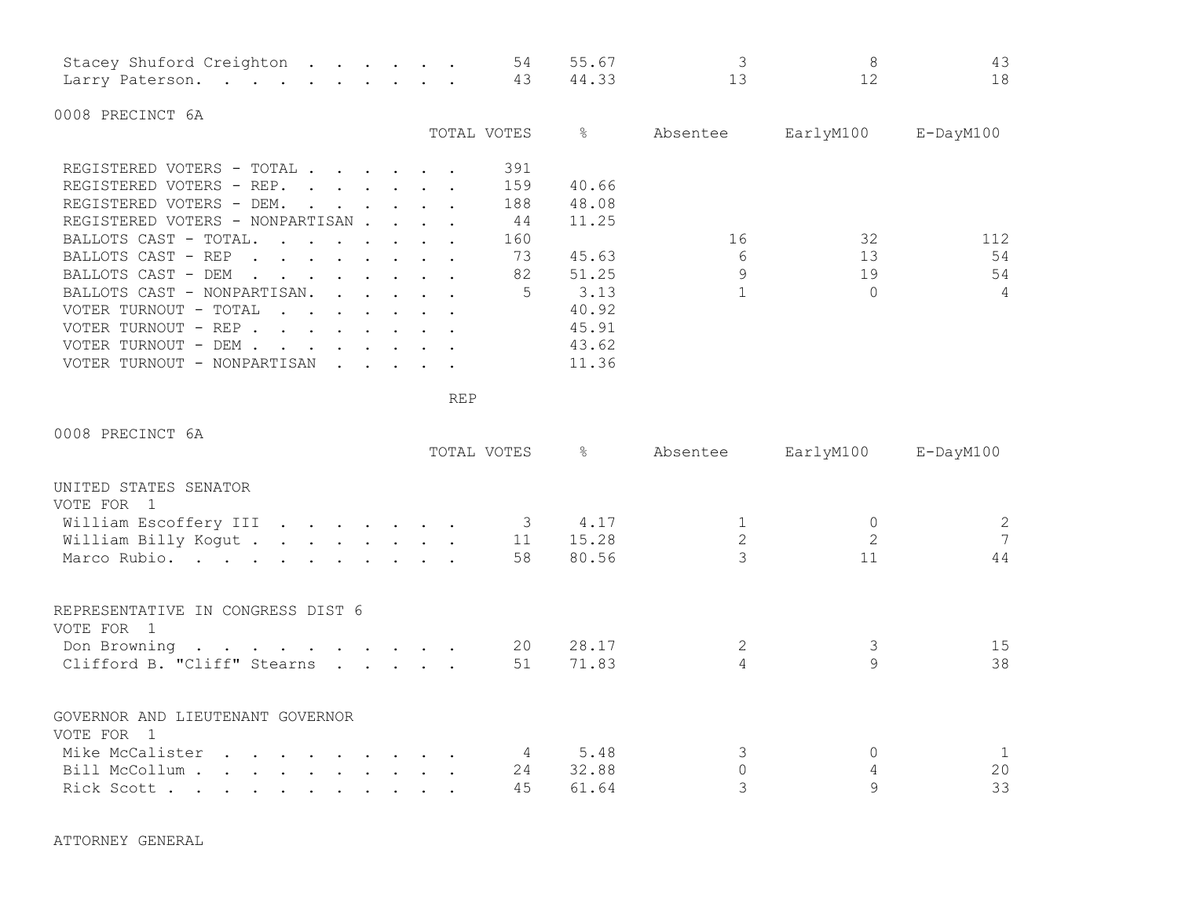| | TOTAL VOTES | % | Absentee | EarlyM100 | E-DayM100 |
|---|---|---|---|---|---|
| Stacey Shuford Creighton | 54 | 55.67 | 3 | 8 | 43 |
| Larry Paterson. | 43 | 44.33 | 13 | 12 | 18 |

0008 PRECINCT 6A

| | TOTAL VOTES | % | Absentee | EarlyM100 | E-DayM100 |
|---|---|---|---|---|---|
| REGISTERED VOTERS - TOTAL | 391 | | | | |
| REGISTERED VOTERS - REP. | 159 | 40.66 | | | |
| REGISTERED VOTERS - DEM. | 188 | 48.08 | | | |
| REGISTERED VOTERS - NONPARTISAN | 44 | 11.25 | | | |
| BALLOTS CAST - TOTAL. | 160 | | 16 | 32 | 112 |
| BALLOTS CAST - REP | 73 | 45.63 | 6 | 13 | 54 |
| BALLOTS CAST - DEM | 82 | 51.25 | 9 | 19 | 54 |
| BALLOTS CAST - NONPARTISAN. | 5 | 3.13 | 1 | 0 | 4 |
| VOTER TURNOUT - TOTAL | | 40.92 | | | |
| VOTER TURNOUT - REP | | 45.91 | | | |
| VOTER TURNOUT - DEM | | 43.62 | | | |
| VOTER TURNOUT - NONPARTISAN | | 11.36 | | | |

REP

0008 PRECINCT 6A

UNITED STATES SENATOR
VOTE FOR 1

| | TOTAL VOTES | % | Absentee | EarlyM100 | E-DayM100 |
|---|---|---|---|---|---|
| William Escoffery III | 3 | 4.17 | 1 | 0 | 2 |
| William Billy Kogut | 11 | 15.28 | 2 | 2 | 7 |
| Marco Rubio. | 58 | 80.56 | 3 | 11 | 44 |

REPRESENTATIVE IN CONGRESS DIST 6
VOTE FOR 1

| | TOTAL VOTES | % | Absentee | EarlyM100 | E-DayM100 |
|---|---|---|---|---|---|
| Don Browning | 20 | 28.17 | 2 | 3 | 15 |
| Clifford B. "Cliff" Stearns | 51 | 71.83 | 4 | 9 | 38 |

GOVERNOR AND LIEUTENANT GOVERNOR
VOTE FOR 1

| | TOTAL VOTES | % | Absentee | EarlyM100 | E-DayM100 |
|---|---|---|---|---|---|
| Mike McCalister | 4 | 5.48 | 3 | 0 | 1 |
| Bill McCollum | 24 | 32.88 | 0 | 4 | 20 |
| Rick Scott | 45 | 61.64 | 3 | 9 | 33 |

ATTORNEY GENERAL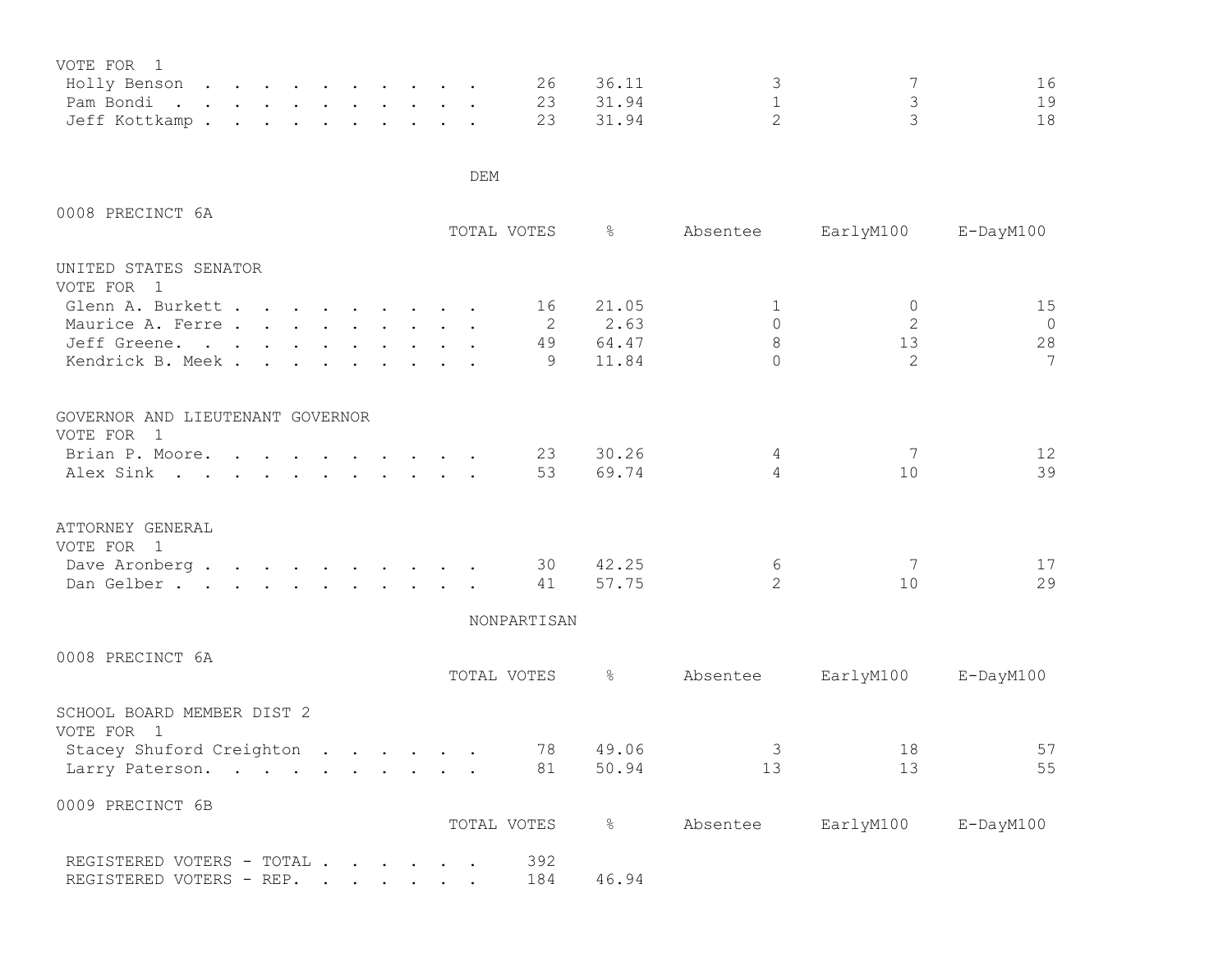VOTE FOR 1

| | TOTAL VOTES | % | Absentee | EarlyM100 | E-DayM100 |
|---|---|---|---|---|---|
| Holly Benson | 26 | 36.11 | 3 | 7 | 16 |
| Pam Bondi | 23 | 31.94 | 1 | 3 | 19 |
| Jeff Kottkamp | 23 | 31.94 | 2 | 3 | 18 |

## DEM

### 0008 PRECINCT 6A

UNITED STATES SENATOR
VOTE FOR 1

| | TOTAL VOTES | % | Absentee | EarlyM100 | E-DayM100 |
|---|---|---|---|---|---|
| Glenn A. Burkett | 16 | 21.05 | 1 | 0 | 15 |
| Maurice A. Ferre | 2 | 2.63 | 0 | 2 | 0 |
| Jeff Greene. | 49 | 64.47 | 8 | 13 | 28 |
| Kendrick B. Meek | 9 | 11.84 | 0 | 2 | 7 |

GOVERNOR AND LIEUTENANT GOVERNOR
VOTE FOR 1

| | TOTAL VOTES | % | Absentee | EarlyM100 | E-DayM100 |
|---|---|---|---|---|---|
| Brian P. Moore. | 23 | 30.26 | 4 | 7 | 12 |
| Alex Sink | 53 | 69.74 | 4 | 10 | 39 |

ATTORNEY GENERAL
VOTE FOR 1

| | TOTAL VOTES | % | Absentee | EarlyM100 | E-DayM100 |
|---|---|---|---|---|---|
| Dave Aronberg | 30 | 42.25 | 6 | 7 | 17 |
| Dan Gelber | 41 | 57.75 | 2 | 10 | 29 |

## NONPARTISAN

### 0008 PRECINCT 6A

SCHOOL BOARD MEMBER DIST 2
VOTE FOR 1

| | TOTAL VOTES | % | Absentee | EarlyM100 | E-DayM100 |
|---|---|---|---|---|---|
| Stacey Shuford Creighton | 78 | 49.06 | 3 | 18 | 57 |
| Larry Paterson. | 81 | 50.94 | 13 | 13 | 55 |

### 0009 PRECINCT 6B

| | TOTAL VOTES | % | Absentee | EarlyM100 | E-DayM100 |
|---|---|---|---|---|---|
| REGISTERED VOTERS - TOTAL | 392 | | | | |
| REGISTERED VOTERS - REP. | 184 | 46.94 | | | |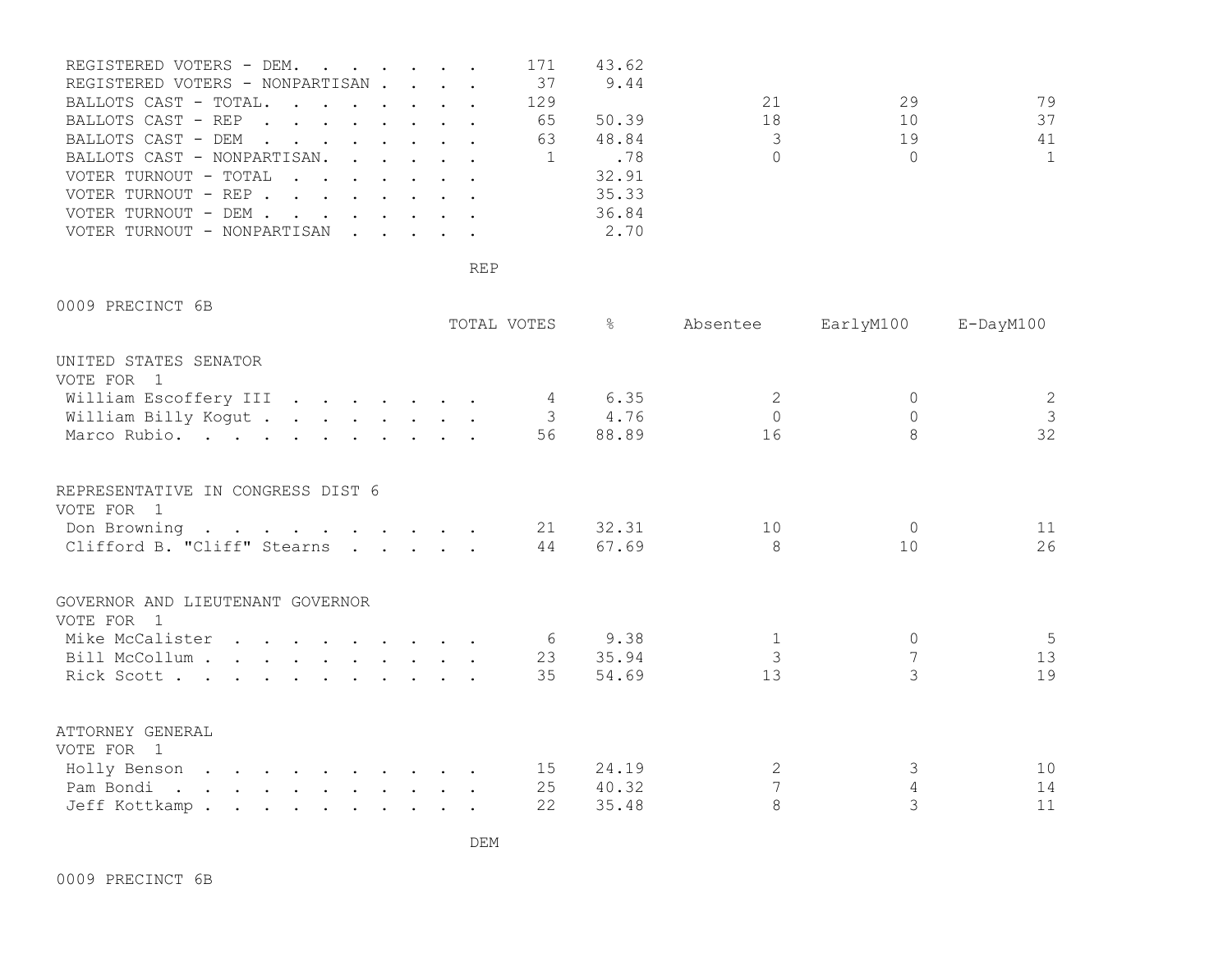| | TOTAL VOTES | % | Absentee | EarlyM100 | E-DayM100 |
|---|---|---|---|---|---|
| REGISTERED VOTERS - DEM. | 171 | 43.62 | | | |
| REGISTERED VOTERS - NONPARTISAN | 37 | 9.44 | | | |
| BALLOTS CAST - TOTAL. | 129 | | 21 | 29 | 79 |
| BALLOTS CAST - REP | 65 | 50.39 | 18 | 10 | 37 |
| BALLOTS CAST - DEM | 63 | 48.84 | 3 | 19 | 41 |
| BALLOTS CAST - NONPARTISAN. | 1 | .78 | 0 | 0 | 1 |
| VOTER TURNOUT - TOTAL | | 32.91 | | | |
| VOTER TURNOUT - REP | | 35.33 | | | |
| VOTER TURNOUT - DEM | | 36.84 | | | |
| VOTER TURNOUT - NONPARTISAN | | 2.70 | | | |

REP

0009 PRECINCT 6B

**UNITED STATES SENATOR**
VOTE FOR 1

| | TOTAL VOTES | % | Absentee | EarlyM100 | E-DayM100 |
|---|---|---|---|---|---|
| William Escoffery III | 4 | 6.35 | 2 | 0 | 2 |
| William Billy Kogut | 3 | 4.76 | 0 | 0 | 3 |
| Marco Rubio. | 56 | 88.89 | 16 | 8 | 32 |

**REPRESENTATIVE IN CONGRESS DIST 6**
VOTE FOR 1

| | TOTAL VOTES | % | Absentee | EarlyM100 | E-DayM100 |
|---|---|---|---|---|---|
| Don Browning | 21 | 32.31 | 10 | 0 | 11 |
| Clifford B. "Cliff" Stearns | 44 | 67.69 | 8 | 10 | 26 |

**GOVERNOR AND LIEUTENANT GOVERNOR**
VOTE FOR 1

| | TOTAL VOTES | % | Absentee | EarlyM100 | E-DayM100 |
|---|---|---|---|---|---|
| Mike McCalister | 6 | 9.38 | 1 | 0 | 5 |
| Bill McCollum | 23 | 35.94 | 3 | 7 | 13 |
| Rick Scott | 35 | 54.69 | 13 | 3 | 19 |

**ATTORNEY GENERAL**
VOTE FOR 1

| | TOTAL VOTES | % | Absentee | EarlyM100 | E-DayM100 |
|---|---|---|---|---|---|
| Holly Benson | 15 | 24.19 | 2 | 3 | 10 |
| Pam Bondi | 25 | 40.32 | 7 | 4 | 14 |
| Jeff Kottkamp | 22 | 35.48 | 8 | 3 | 11 |

DEM

0009 PRECINCT 6B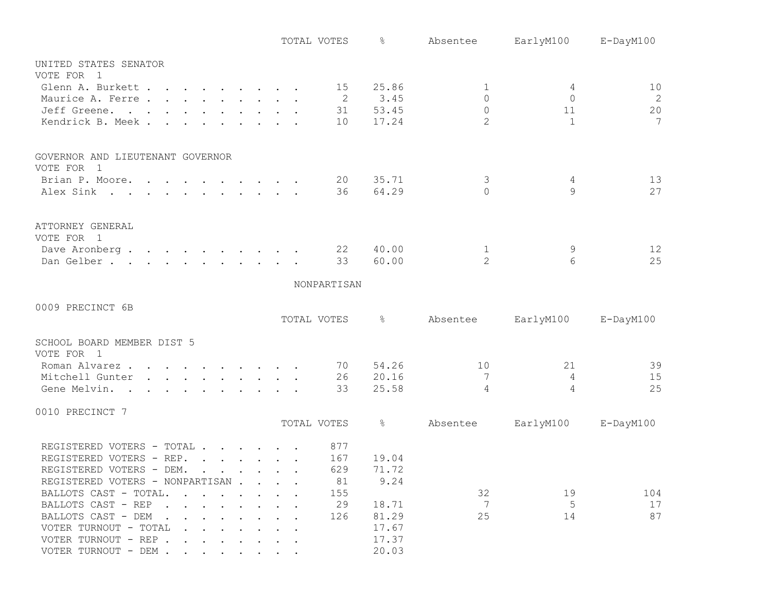| | TOTAL VOTES | % | Absentee | EarlyM100 | E-DayM100 |
|---|---|---|---|---|---|
| **UNITED STATES SENATOR** | | | | | |
| VOTE FOR 1 | | | | | |
| Glenn A. Burkett | 15 | 25.86 | 1 | 4 | 10 |
| Maurice A. Ferre | 2 | 3.45 | 0 | 0 | 2 |
| Jeff Greene. | 31 | 53.45 | 0 | 11 | 20 |
| Kendrick B. Meek | 10 | 17.24 | 2 | 1 | 7 |
| **GOVERNOR AND LIEUTENANT GOVERNOR** | | | | | |
| VOTE FOR 1 | | | | | |
| Brian P. Moore. | 20 | 35.71 | 3 | 4 | 13 |
| Alex Sink | 36 | 64.29 | 0 | 9 | 27 |
| **ATTORNEY GENERAL** | | | | | |
| VOTE FOR 1 | | | | | |
| Dave Aronberg | 22 | 40.00 | 1 | 9 | 12 |
| Dan Gelber | 33 | 60.00 | 2 | 6 | 25 |

NONPARTISAN

0009 PRECINCT 6B

| | TOTAL VOTES | % | Absentee | EarlyM100 | E-DayM100 |
|---|---|---|---|---|---|
| **SCHOOL BOARD MEMBER DIST 5** | | | | | |
| VOTE FOR 1 | | | | | |
| Roman Alvarez | 70 | 54.26 | 10 | 21 | 39 |
| Mitchell Gunter | 26 | 20.16 | 7 | 4 | 15 |
| Gene Melvin. | 33 | 25.58 | 4 | 4 | 25 |

0010 PRECINCT 7

| | TOTAL VOTES | % | Absentee | EarlyM100 | E-DayM100 |
|---|---|---|---|---|---|
| REGISTERED VOTERS - TOTAL | 877 | | | | |
| REGISTERED VOTERS - REP. | 167 | 19.04 | | | |
| REGISTERED VOTERS - DEM. | 629 | 71.72 | | | |
| REGISTERED VOTERS - NONPARTISAN | 81 | 9.24 | | | |
| BALLOTS CAST - TOTAL. | 155 | | 32 | 19 | 104 |
| BALLOTS CAST - REP | 29 | 18.71 | 7 | 5 | 17 |
| BALLOTS CAST - DEM | 126 | 81.29 | 25 | 14 | 87 |
| VOTER TURNOUT - TOTAL | | 17.67 | | | |
| VOTER TURNOUT - REP | | 17.37 | | | |
| VOTER TURNOUT - DEM | | 20.03 | | | |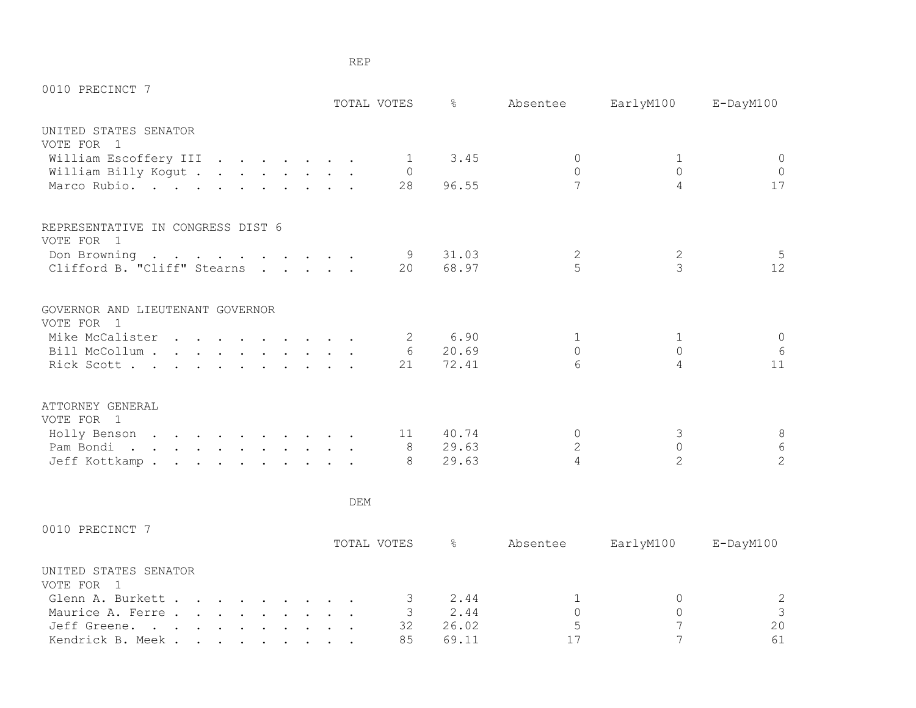REP

0010 PRECINCT 7

| | TOTAL VOTES | % | Absentee | EarlyM100 | E-DayM100 |
|---|---|---|---|---|---|
| **UNITED STATES SENATOR** | | | | | |
| VOTE FOR 1 | | | | | |
| William Escoffery III | 1 | 3.45 | 0 | 1 | 0 |
| William Billy Kogut | 0 | | 0 | 0 | 0 |
| Marco Rubio. | 28 | 96.55 | 7 | 4 | 17 |
| **REPRESENTATIVE IN CONGRESS DIST 6** | | | | | |
| VOTE FOR 1 | | | | | |
| Don Browning | 9 | 31.03 | 2 | 2 | 5 |
| Clifford B. "Cliff" Stearns | 20 | 68.97 | 5 | 3 | 12 |
| **GOVERNOR AND LIEUTENANT GOVERNOR** | | | | | |
| VOTE FOR 1 | | | | | |
| Mike McCalister | 2 | 6.90 | 1 | 1 | 0 |
| Bill McCollum | 6 | 20.69 | 0 | 0 | 6 |
| Rick Scott | 21 | 72.41 | 6 | 4 | 11 |
| **ATTORNEY GENERAL** | | | | | |
| VOTE FOR 1 | | | | | |
| Holly Benson | 11 | 40.74 | 0 | 3 | 8 |
| Pam Bondi | 8 | 29.63 | 2 | 0 | 6 |
| Jeff Kottkamp | 8 | 29.63 | 4 | 2 | 2 |

DEM

0010 PRECINCT 7

| | TOTAL VOTES | % | Absentee | EarlyM100 | E-DayM100 |
|---|---|---|---|---|---|
| **UNITED STATES SENATOR** | | | | | |
| VOTE FOR 1 | | | | | |
| Glenn A. Burkett | 3 | 2.44 | 1 | 0 | 2 |
| Maurice A. Ferre | 3 | 2.44 | 0 | 0 | 3 |
| Jeff Greene. | 32 | 26.02 | 5 | 7 | 20 |
| Kendrick B. Meek | 85 | 69.11 | 17 | 7 | 61 |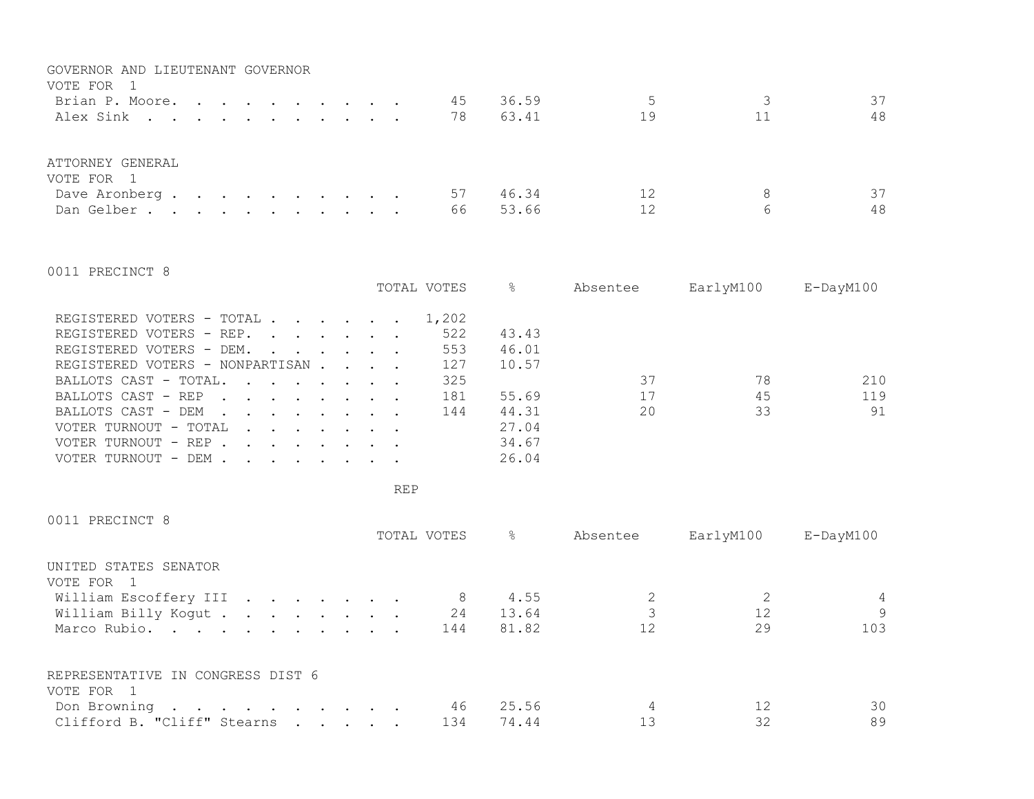GOVERNOR AND LIEUTENANT GOVERNOR
VOTE FOR 1

| | | | | | |
|---|---|---|---|---|---|
| Brian P. Moore. | 45 | 36.59 | 5 | 3 | 37 |
| Alex Sink | 78 | 63.41 | 19 | 11 | 48 |

ATTORNEY GENERAL
VOTE FOR 1

| | | | | | |
|---|---|---|---|---|---|
| Dave Aronberg | 57 | 46.34 | 12 | 8 | 37 |
| Dan Gelber | 66 | 53.66 | 12 | 6 | 48 |

0011 PRECINCT 8

| | TOTAL VOTES | % | Absentee | EarlyM100 | E-DayM100 |
|---|---|---|---|---|---|
| REGISTERED VOTERS - TOTAL | 1,202 | | | | |
| REGISTERED VOTERS - REP. | 522 | 43.43 | | | |
| REGISTERED VOTERS - DEM. | 553 | 46.01 | | | |
| REGISTERED VOTERS - NONPARTISAN | 127 | 10.57 | | | |
| BALLOTS CAST - TOTAL. | 325 | | 37 | 78 | 210 |
| BALLOTS CAST - REP | 181 | 55.69 | 17 | 45 | 119 |
| BALLOTS CAST - DEM | 144 | 44.31 | 20 | 33 | 91 |
| VOTER TURNOUT - TOTAL | | 27.04 | | | |
| VOTER TURNOUT - REP | | 34.67 | | | |
| VOTER TURNOUT - DEM | | 26.04 | | | |

REP

0011 PRECINCT 8

| | TOTAL VOTES | % | Absentee | EarlyM100 | E-DayM100 |
|---|---|---|---|---|---|
| **UNITED STATES SENATOR** VOTE FOR 1 | | | | | |
| William Escoffery III | 8 | 4.55 | 2 | 2 | 4 |
| William Billy Kogut | 24 | 13.64 | 3 | 12 | 9 |
| Marco Rubio. | 144 | 81.82 | 12 | 29 | 103 |
| **REPRESENTATIVE IN CONGRESS DIST 6** VOTE FOR 1 | | | | | |
| Don Browning | 46 | 25.56 | 4 | 12 | 30 |
| Clifford B. "Cliff" Stearns | 134 | 74.44 | 13 | 32 | 89 |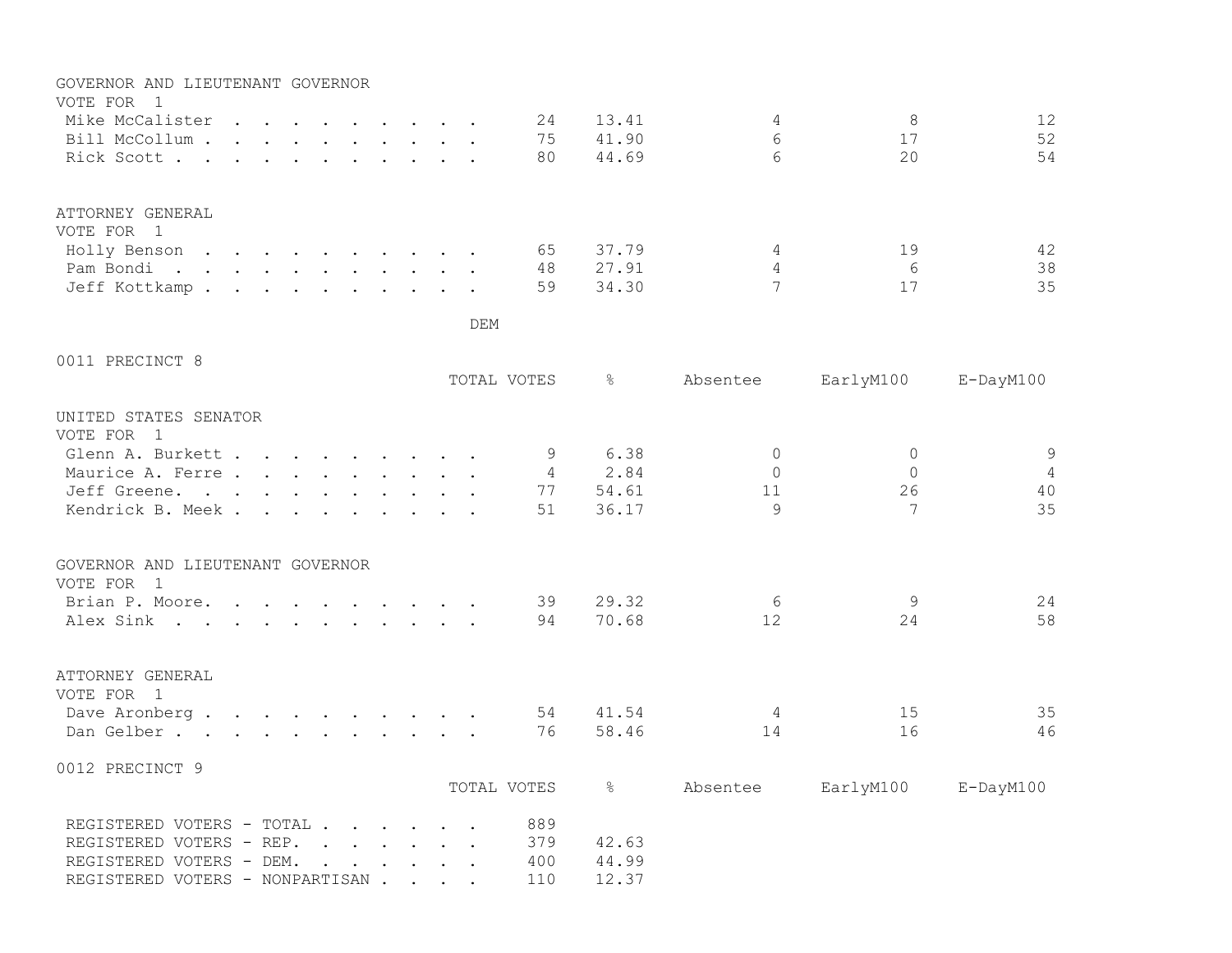GOVERNOR AND LIEUTENANT GOVERNOR
VOTE FOR 1

| | TOTAL VOTES | % | Absentee | EarlyM100 | E-DayM100 |
|---|---|---|---|---|---|
| Mike McCalister | 24 | 13.41 | 4 | 8 | 12 |
| Bill McCollum | 75 | 41.90 | 6 | 17 | 52 |
| Rick Scott | 80 | 44.69 | 6 | 20 | 54 |

ATTORNEY GENERAL
VOTE FOR 1

| | TOTAL VOTES | % | Absentee | EarlyM100 | E-DayM100 |
|---|---|---|---|---|---|
| Holly Benson | 65 | 37.79 | 4 | 19 | 42 |
| Pam Bondi | 48 | 27.91 | 4 | 6 | 38 |
| Jeff Kottkamp | 59 | 34.30 | 7 | 17 | 35 |

DEM

## 0011 PRECINCT 8

UNITED STATES SENATOR
VOTE FOR 1

| | TOTAL VOTES | % | Absentee | EarlyM100 | E-DayM100 |
|---|---|---|---|---|---|
| Glenn A. Burkett | 9 | 6.38 | 0 | 0 | 9 |
| Maurice A. Ferre | 4 | 2.84 | 0 | 0 | 4 |
| Jeff Greene | 77 | 54.61 | 11 | 26 | 40 |
| Kendrick B. Meek | 51 | 36.17 | 9 | 7 | 35 |

GOVERNOR AND LIEUTENANT GOVERNOR
VOTE FOR 1

| | TOTAL VOTES | % | Absentee | EarlyM100 | E-DayM100 |
|---|---|---|---|---|---|
| Brian P. Moore | 39 | 29.32 | 6 | 9 | 24 |
| Alex Sink | 94 | 70.68 | 12 | 24 | 58 |

ATTORNEY GENERAL
VOTE FOR 1

| | TOTAL VOTES | % | Absentee | EarlyM100 | E-DayM100 |
|---|---|---|---|---|---|
| Dave Aronberg | 54 | 41.54 | 4 | 15 | 35 |
| Dan Gelber | 76 | 58.46 | 14 | 16 | 46 |

## 0012 PRECINCT 9

| | TOTAL VOTES | % | Absentee | EarlyM100 | E-DayM100 |
|---|---|---|---|---|---|
| REGISTERED VOTERS - TOTAL | 889 | | | | |
| REGISTERED VOTERS - REP. | 379 | 42.63 | | | |
| REGISTERED VOTERS - DEM. | 400 | 44.99 | | | |
| REGISTERED VOTERS - NONPARTISAN | 110 | 12.37 | | | |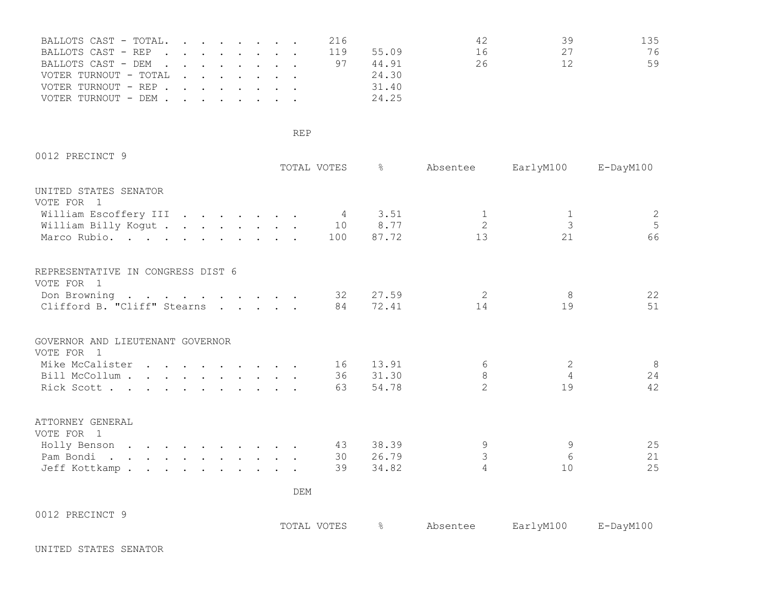| | TOTAL VOTES | % | Absentee | EarlyM100 | E-DayM100 |
|---|---|---|---|---|---|
| BALLOTS CAST - TOTAL | 216 | | 42 | 39 | 135 |
| BALLOTS CAST - REP | 119 | 55.09 | 16 | 27 | 76 |
| BALLOTS CAST - DEM | 97 | 44.91 | 26 | 12 | 59 |
| VOTER TURNOUT - TOTAL | | 24.30 | | | |
| VOTER TURNOUT - REP | | 31.40 | | | |
| VOTER TURNOUT - DEM | | 24.25 | | | |

REP

0012 PRECINCT 9

| | TOTAL VOTES | % | Absentee | EarlyM100 | E-DayM100 |
|---|---|---|---|---|---|
| **UNITED STATES SENATOR** | | | | | |
| VOTE FOR 1 | | | | | |
| William Escoffery III | 4 | 3.51 | 1 | 1 | 2 |
| William Billy Kogut | 10 | 8.77 | 2 | 3 | 5 |
| Marco Rubio | 100 | 87.72 | 13 | 21 | 66 |
| **REPRESENTATIVE IN CONGRESS DIST 6** | | | | | |
| VOTE FOR 1 | | | | | |
| Don Browning | 32 | 27.59 | 2 | 8 | 22 |
| Clifford B. "Cliff" Stearns | 84 | 72.41 | 14 | 19 | 51 |
| **GOVERNOR AND LIEUTENANT GOVERNOR** | | | | | |
| VOTE FOR 1 | | | | | |
| Mike McCalister | 16 | 13.91 | 6 | 2 | 8 |
| Bill McCollum | 36 | 31.30 | 8 | 4 | 24 |
| Rick Scott | 63 | 54.78 | 2 | 19 | 42 |
| **ATTORNEY GENERAL** | | | | | |
| VOTE FOR 1 | | | | | |
| Holly Benson | 43 | 38.39 | 9 | 9 | 25 |
| Pam Bondi | 30 | 26.79 | 3 | 6 | 21 |
| Jeff Kottkamp | 39 | 34.82 | 4 | 10 | 25 |

DEM

0012 PRECINCT 9

| | TOTAL VOTES | % | Absentee | EarlyM100 | E-DayM100 |
|---|---|---|---|---|---|
| **UNITED STATES SENATOR** | | | | | |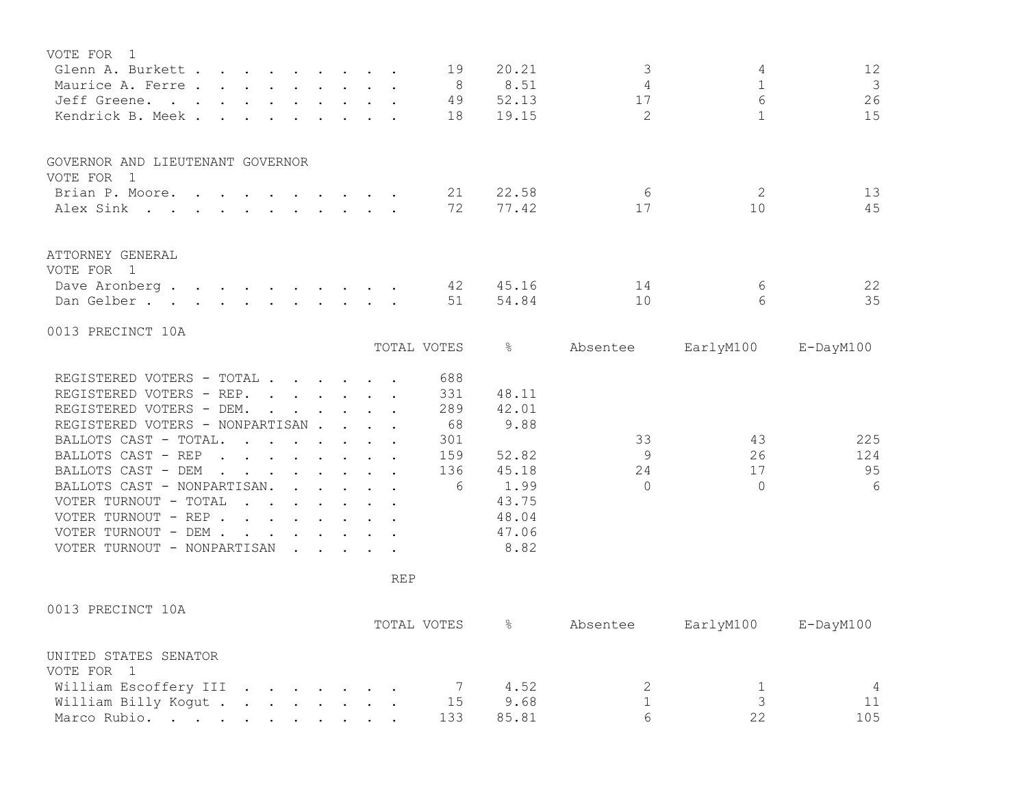VOTE FOR 1

| | TOTAL VOTES | % | Absentee | EarlyM100 | E-DayM100 |
|---|---|---|---|---|---|
| Glenn A. Burkett | 19 | 20.21 | 3 | 4 | 12 |
| Maurice A. Ferre | 8 | 8.51 | 4 | 1 | 3 |
| Jeff Greene. | 49 | 52.13 | 17 | 6 | 26 |
| Kendrick B. Meek | 18 | 19.15 | 2 | 1 | 15 |

GOVERNOR AND LIEUTENANT GOVERNOR

VOTE FOR 1

| | TOTAL VOTES | % | Absentee | EarlyM100 | E-DayM100 |
|---|---|---|---|---|---|
| Brian P. Moore. | 21 | 22.58 | 6 | 2 | 13 |
| Alex Sink | 72 | 77.42 | 17 | 10 | 45 |

ATTORNEY GENERAL

VOTE FOR 1

| | TOTAL VOTES | % | Absentee | EarlyM100 | E-DayM100 |
|---|---|---|---|---|---|
| Dave Aronberg | 42 | 45.16 | 14 | 6 | 22 |
| Dan Gelber | 51 | 54.84 | 10 | 6 | 35 |

0013 PRECINCT 10A

| | TOTAL VOTES | % | Absentee | EarlyM100 | E-DayM100 |
|---|---|---|---|---|---|
| REGISTERED VOTERS - TOTAL | 688 | | | | |
| REGISTERED VOTERS - REP. | 331 | 48.11 | | | |
| REGISTERED VOTERS - DEM. | 289 | 42.01 | | | |
| REGISTERED VOTERS - NONPARTISAN | 68 | 9.88 | | | |
| BALLOTS CAST - TOTAL. | 301 | | 33 | 43 | 225 |
| BALLOTS CAST - REP | 159 | 52.82 | 9 | 26 | 124 |
| BALLOTS CAST - DEM | 136 | 45.18 | 24 | 17 | 95 |
| BALLOTS CAST - NONPARTISAN. | 6 | 1.99 | 0 | 0 | 6 |
| VOTER TURNOUT - TOTAL | | 43.75 | | | |
| VOTER TURNOUT - REP | | 48.04 | | | |
| VOTER TURNOUT - DEM | | 47.06 | | | |
| VOTER TURNOUT - NONPARTISAN | | 8.82 | | | |

REP

0013 PRECINCT 10A

UNITED STATES SENATOR

VOTE FOR 1

| | TOTAL VOTES | % | Absentee | EarlyM100 | E-DayM100 |
|---|---|---|---|---|---|
| William Escoffery III | 7 | 4.52 | 2 | 1 | 4 |
| William Billy Kogut | 15 | 9.68 | 1 | 3 | 11 |
| Marco Rubio. | 133 | 85.81 | 6 | 22 | 105 |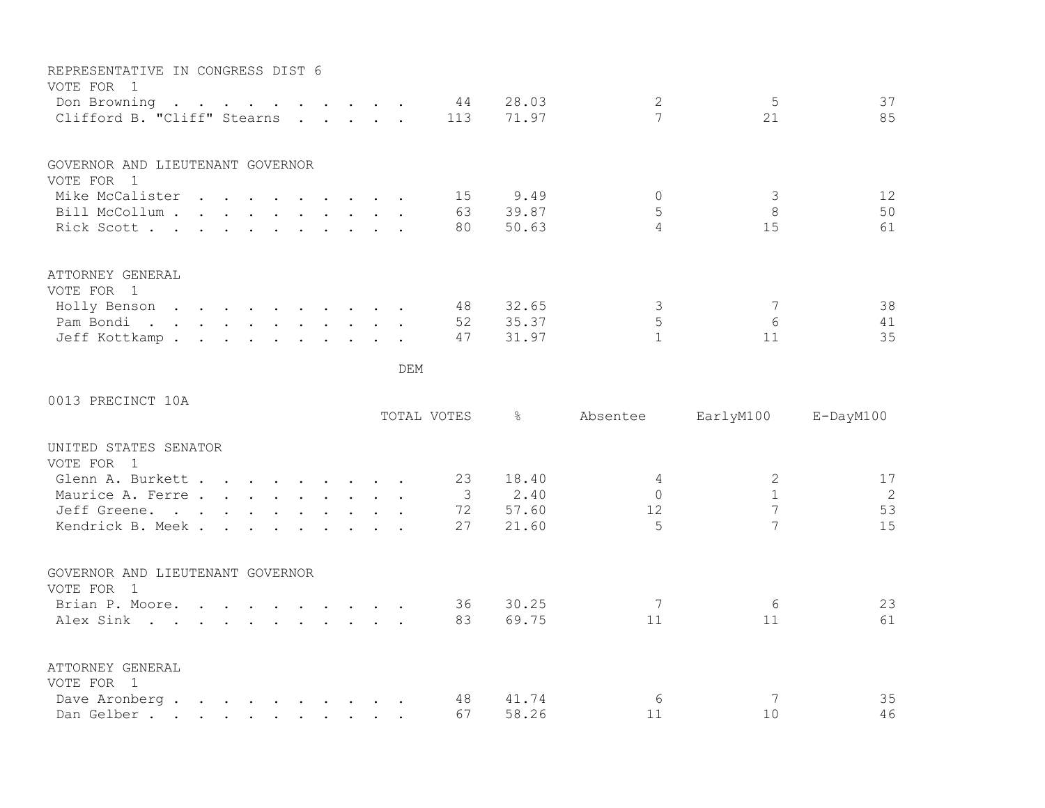REPRESENTATIVE IN CONGRESS DIST 6
VOTE FOR 1

| Candidate | TOTAL VOTES | % | Absentee | EarlyM100 | E-DayM100 |
|---|---|---|---|---|---|
| Don Browning | 44 | 28.03 | 2 | 5 | 37 |
| Clifford B. "Cliff" Stearns | 113 | 71.97 | 7 | 21 | 85 |

GOVERNOR AND LIEUTENANT GOVERNOR
VOTE FOR 1

| Candidate | TOTAL VOTES | % | Absentee | EarlyM100 | E-DayM100 |
|---|---|---|---|---|---|
| Mike McCalister | 15 | 9.49 | 0 | 3 | 12 |
| Bill McCollum | 63 | 39.87 | 5 | 8 | 50 |
| Rick Scott | 80 | 50.63 | 4 | 15 | 61 |

ATTORNEY GENERAL
VOTE FOR 1

| Candidate | TOTAL VOTES | % | Absentee | EarlyM100 | E-DayM100 |
|---|---|---|---|---|---|
| Holly Benson | 48 | 32.65 | 3 | 7 | 38 |
| Pam Bondi | 52 | 35.37 | 5 | 6 | 41 |
| Jeff Kottkamp | 47 | 31.97 | 1 | 11 | 35 |

DEM

0013 PRECINCT 10A

UNITED STATES SENATOR
VOTE FOR 1

| Candidate | TOTAL VOTES | % | Absentee | EarlyM100 | E-DayM100 |
|---|---|---|---|---|---|
| Glenn A. Burkett | 23 | 18.40 | 4 | 2 | 17 |
| Maurice A. Ferre | 3 | 2.40 | 0 | 1 | 2 |
| Jeff Greene. | 72 | 57.60 | 12 | 7 | 53 |
| Kendrick B. Meek | 27 | 21.60 | 5 | 7 | 15 |

GOVERNOR AND LIEUTENANT GOVERNOR
VOTE FOR 1

| Candidate | TOTAL VOTES | % | Absentee | EarlyM100 | E-DayM100 |
|---|---|---|---|---|---|
| Brian P. Moore. | 36 | 30.25 | 7 | 6 | 23 |
| Alex Sink | 83 | 69.75 | 11 | 11 | 61 |

ATTORNEY GENERAL
VOTE FOR 1

| Candidate | TOTAL VOTES | % | Absentee | EarlyM100 | E-DayM100 |
|---|---|---|---|---|---|
| Dave Aronberg | 48 | 41.74 | 6 | 7 | 35 |
| Dan Gelber | 67 | 58.26 | 11 | 10 | 46 |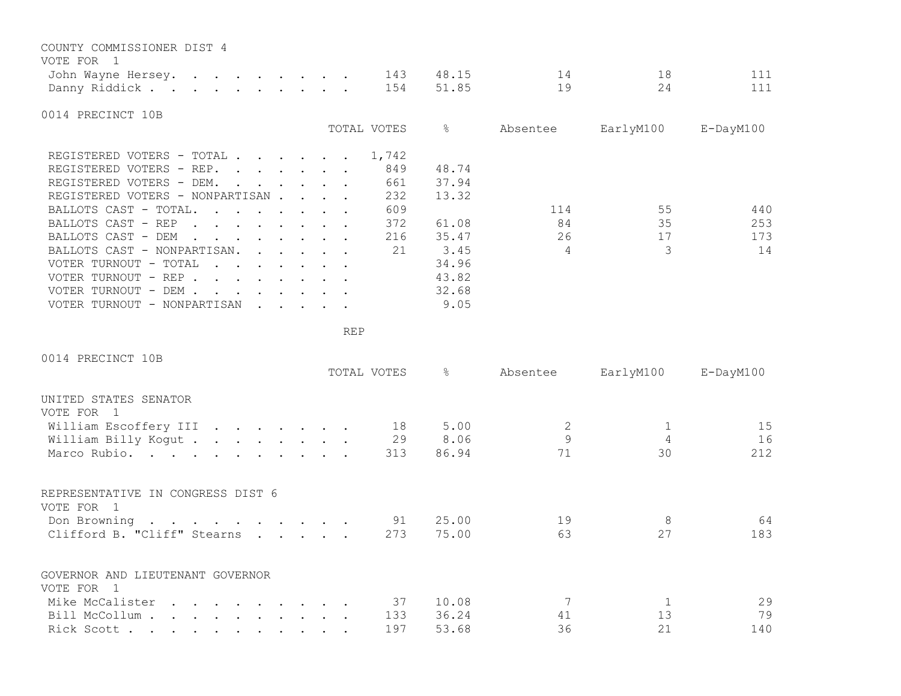COUNTY COMMISSIONER DIST 4
VOTE FOR 1

| | TOTAL VOTES | % | Absentee | EarlyM100 | E-DayM100 |
|---|---|---|---|---|---|
| John Wayne Hersey. . . . . . . . . . | 143 | 48.15 | 14 | 18 | 111 |
| Danny Riddick . . . . . . . . . . . | 154 | 51.85 | 19 | 24 | 111 |

0014 PRECINCT 10B

| | TOTAL VOTES | % | Absentee | EarlyM100 | E-DayM100 |
|---|---|---|---|---|---|
| REGISTERED VOTERS - TOTAL . . . . . . . | 1,742 | | | | |
| REGISTERED VOTERS - REP. . . . . . . . | 849 | 48.74 | | | |
| REGISTERED VOTERS - DEM. . . . . . . . | 661 | 37.94 | | | |
| REGISTERED VOTERS - NONPARTISAN . . . . | 232 | 13.32 | | | |
| BALLOTS CAST - TOTAL. . . . . . . . . | 609 | | 114 | 55 | 440 |
| BALLOTS CAST - REP . . . . . . . . . | 372 | 61.08 | 84 | 35 | 253 |
| BALLOTS CAST - DEM . . . . . . . . . | 216 | 35.47 | 26 | 17 | 173 |
| BALLOTS CAST - NONPARTISAN. . . . . . | 21 | 3.45 | 4 | 3 | 14 |
| VOTER TURNOUT - TOTAL . . . . . . . . | | 34.96 | | | |
| VOTER TURNOUT - REP . . . . . . . . . | | 43.82 | | | |
| VOTER TURNOUT - DEM . . . . . . . . . | | 32.68 | | | |
| VOTER TURNOUT - NONPARTISAN . . . . . | | 9.05 | | | |

REP

0014 PRECINCT 10B

UNITED STATES SENATOR
VOTE FOR 1

| | TOTAL VOTES | % | Absentee | EarlyM100 | E-DayM100 |
|---|---|---|---|---|---|
| William Escoffery III . . . . . . . . | 18 | 5.00 | 2 | 1 | 15 |
| William Billy Kogut . . . . . . . . . | 29 | 8.06 | 9 | 4 | 16 |
| Marco Rubio. . . . . . . . . . . . . | 313 | 86.94 | 71 | 30 | 212 |

REPRESENTATIVE IN CONGRESS DIST 6
VOTE FOR 1

| | TOTAL VOTES | % | Absentee | EarlyM100 | E-DayM100 |
|---|---|---|---|---|---|
| Don Browning . . . . . . . . . . . . | 91 | 25.00 | 19 | 8 | 64 |
| Clifford B. "Cliff" Stearns . . . . . . | 273 | 75.00 | 63 | 27 | 183 |

GOVERNOR AND LIEUTENANT GOVERNOR
VOTE FOR 1

| | TOTAL VOTES | % | Absentee | EarlyM100 | E-DayM100 |
|---|---|---|---|---|---|
| Mike McCalister . . . . . . . . . . . | 37 | 10.08 | 7 | 1 | 29 |
| Bill McCollum . . . . . . . . . . . . | 133 | 36.24 | 41 | 13 | 79 |
| Rick Scott . . . . . . . . . . . . . | 197 | 53.68 | 36 | 21 | 140 |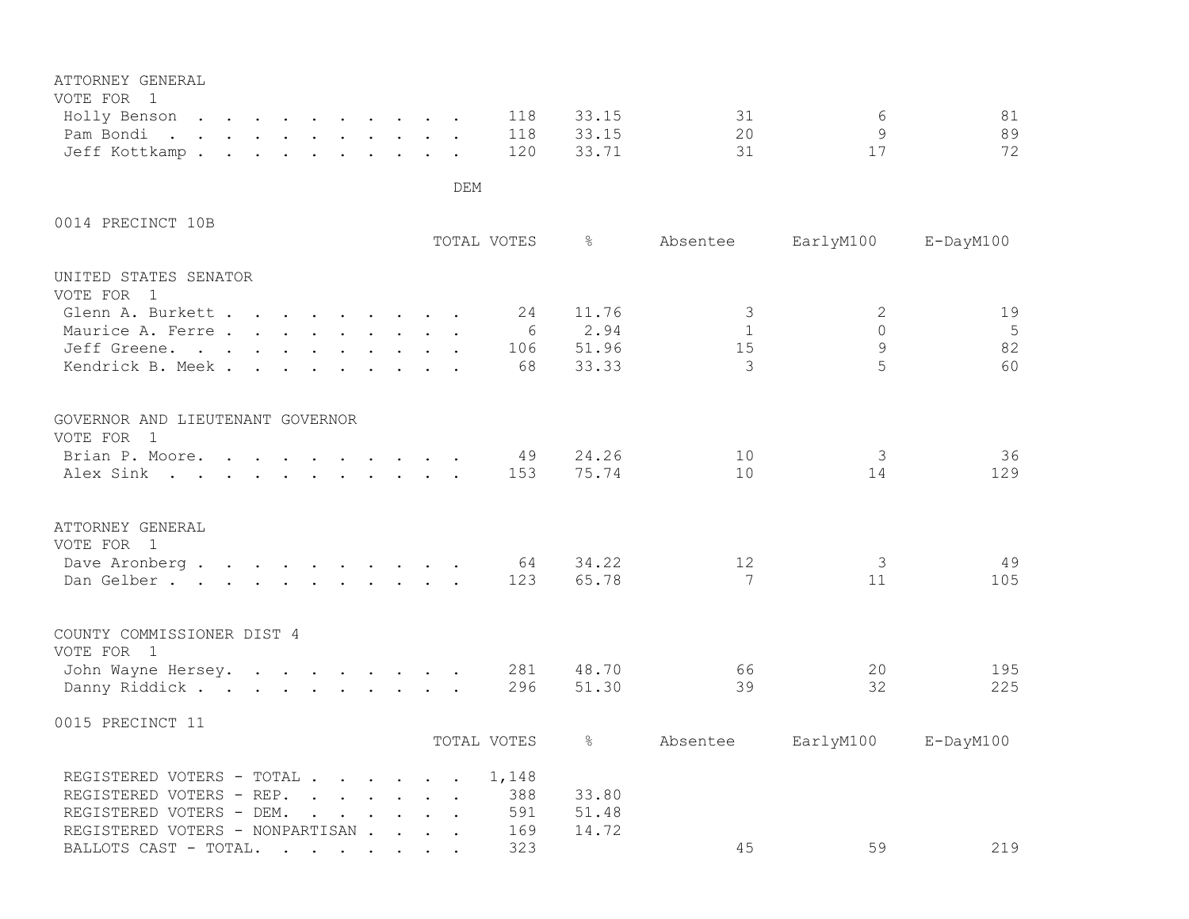ATTORNEY GENERAL
VOTE FOR 1

| Candidate | TOTAL VOTES | % | Absentee | EarlyM100 | E-DayM100 |
|---|---|---|---|---|---|
| Holly Benson | 118 | 33.15 | 31 | 6 | 81 |
| Pam Bondi | 118 | 33.15 | 20 | 9 | 89 |
| Jeff Kottkamp | 120 | 33.71 | 31 | 17 | 72 |

DEM

## 0014 PRECINCT 10B

UNITED STATES SENATOR
VOTE FOR 1

| Candidate | TOTAL VOTES | % | Absentee | EarlyM100 | E-DayM100 |
|---|---|---|---|---|---|
| Glenn A. Burkett | 24 | 11.76 | 3 | 2 | 19 |
| Maurice A. Ferre | 6 | 2.94 | 1 | 0 | 5 |
| Jeff Greene | 106 | 51.96 | 15 | 9 | 82 |
| Kendrick B. Meek | 68 | 33.33 | 3 | 5 | 60 |

GOVERNOR AND LIEUTENANT GOVERNOR
VOTE FOR 1

| Candidate | TOTAL VOTES | % | Absentee | EarlyM100 | E-DayM100 |
|---|---|---|---|---|---|
| Brian P. Moore | 49 | 24.26 | 10 | 3 | 36 |
| Alex Sink | 153 | 75.74 | 10 | 14 | 129 |

ATTORNEY GENERAL
VOTE FOR 1

| Candidate | TOTAL VOTES | % | Absentee | EarlyM100 | E-DayM100 |
|---|---|---|---|---|---|
| Dave Aronberg | 64 | 34.22 | 12 | 3 | 49 |
| Dan Gelber | 123 | 65.78 | 7 | 11 | 105 |

COUNTY COMMISSIONER DIST 4
VOTE FOR 1

| Candidate | TOTAL VOTES | % | Absentee | EarlyM100 | E-DayM100 |
|---|---|---|---|---|---|
| John Wayne Hersey | 281 | 48.70 | 66 | 20 | 195 |
| Danny Riddick | 296 | 51.30 | 39 | 32 | 225 |

## 0015 PRECINCT 11

| | TOTAL VOTES | % | Absentee | EarlyM100 | E-DayM100 |
|---|---|---|---|---|---|
| REGISTERED VOTERS - TOTAL | 1,148 | | | | |
| REGISTERED VOTERS - REP. | 388 | 33.80 | | | |
| REGISTERED VOTERS - DEM. | 591 | 51.48 | | | |
| REGISTERED VOTERS - NONPARTISAN | 169 | 14.72 | | | |
| BALLOTS CAST - TOTAL. | 323 | | 45 | 59 | 219 |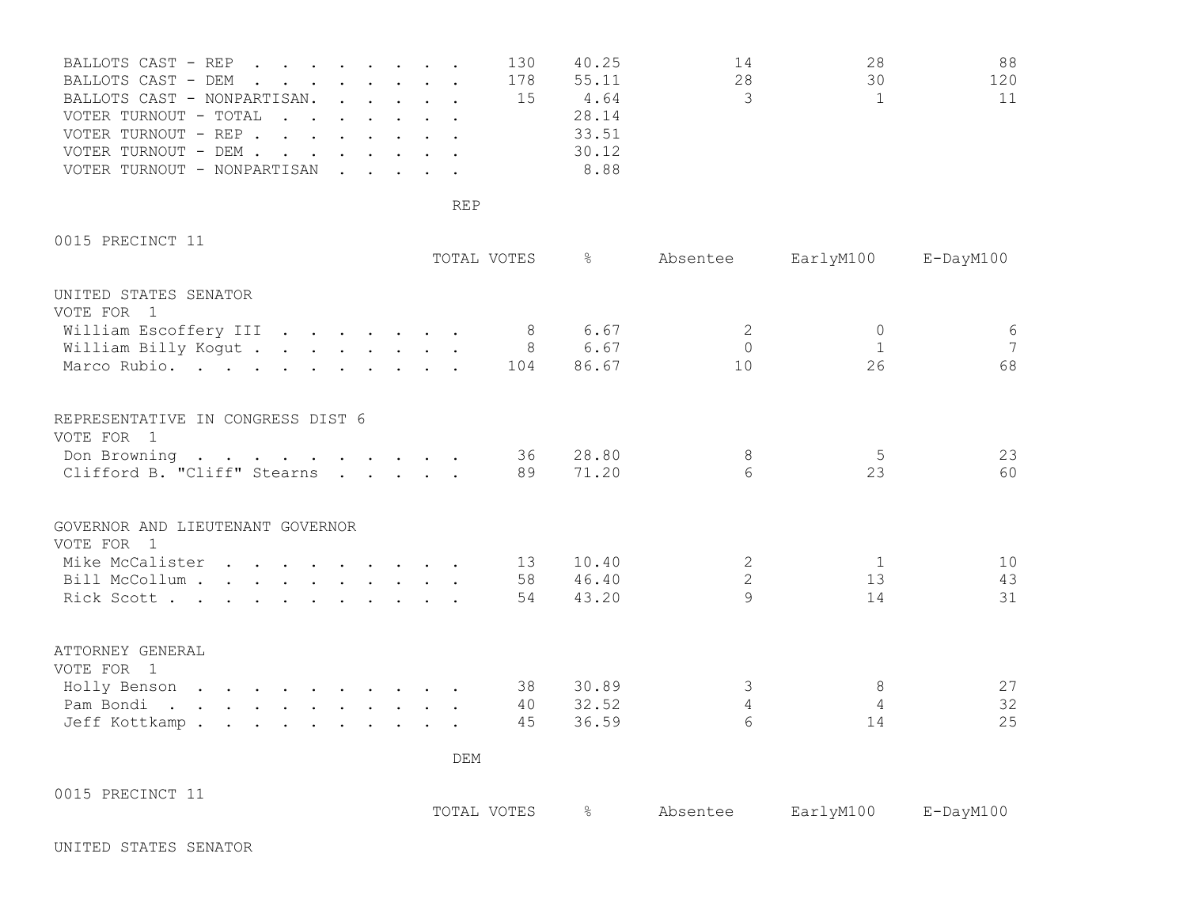| | TOTAL VOTES | % | Absentee | EarlyM100 | E-DayM100 |
|---|---|---|---|---|---|
| BALLOTS CAST - REP | 130 | 40.25 | 14 | 28 | 88 |
| BALLOTS CAST - DEM | 178 | 55.11 | 28 | 30 | 120 |
| BALLOTS CAST - NONPARTISAN. | 15 | 4.64 | 3 | 1 | 11 |
| VOTER TURNOUT - TOTAL | | 28.14 | | | |
| VOTER TURNOUT - REP | | 33.51 | | | |
| VOTER TURNOUT - DEM | | 30.12 | | | |
| VOTER TURNOUT - NONPARTISAN | | 8.88 | | | |

REP

0015 PRECINCT 11

| | TOTAL VOTES | % | Absentee | EarlyM100 | E-DayM100 |
|---|---|---|---|---|---|
| **UNITED STATES SENATOR** | | | | | |
| VOTE FOR 1 | | | | | |
| William Escoffery III | 8 | 6.67 | 2 | 0 | 6 |
| William Billy Kogut | 8 | 6.67 | 0 | 1 | 7 |
| Marco Rubio. | 104 | 86.67 | 10 | 26 | 68 |
| **REPRESENTATIVE IN CONGRESS DIST 6** | | | | | |
| VOTE FOR 1 | | | | | |
| Don Browning | 36 | 28.80 | 8 | 5 | 23 |
| Clifford B. "Cliff" Stearns | 89 | 71.20 | 6 | 23 | 60 |
| **GOVERNOR AND LIEUTENANT GOVERNOR** | | | | | |
| VOTE FOR 1 | | | | | |
| Mike McCalister | 13 | 10.40 | 2 | 1 | 10 |
| Bill McCollum | 58 | 46.40 | 2 | 13 | 43 |
| Rick Scott | 54 | 43.20 | 9 | 14 | 31 |
| **ATTORNEY GENERAL** | | | | | |
| VOTE FOR 1 | | | | | |
| Holly Benson | 38 | 30.89 | 3 | 8 | 27 |
| Pam Bondi | 40 | 32.52 | 4 | 4 | 32 |
| Jeff Kottkamp | 45 | 36.59 | 6 | 14 | 25 |

DEM

0015 PRECINCT 11

| | TOTAL VOTES | % | Absentee | EarlyM100 | E-DayM100 |
|---|---|---|---|---|---|

UNITED STATES SENATOR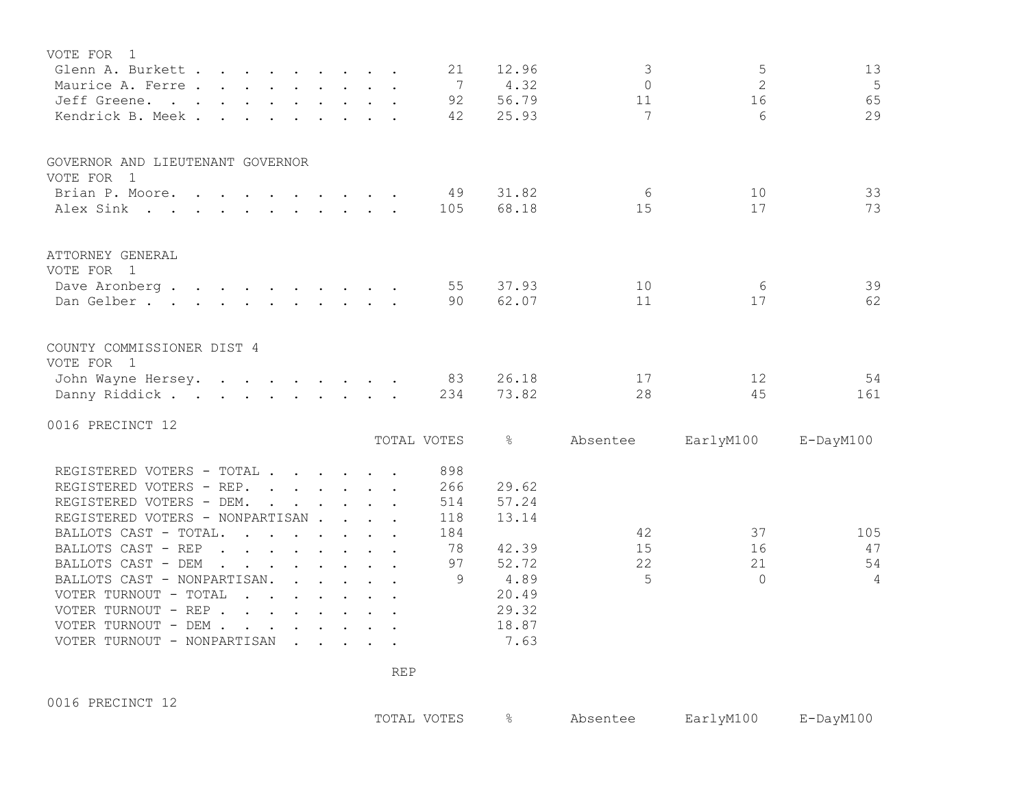VOTE FOR 1

| Candidate | TOTAL VOTES | % | Absentee | EarlyM100 | E-DayM100 |
|---|---|---|---|---|---|
| Glenn A. Burkett | 21 | 12.96 | 3 | 5 | 13 |
| Maurice A. Ferre | 7 | 4.32 | 0 | 2 | 5 |
| Jeff Greene | 92 | 56.79 | 11 | 16 | 65 |
| Kendrick B. Meek | 42 | 25.93 | 7 | 6 | 29 |

GOVERNOR AND LIEUTENANT GOVERNOR

VOTE FOR 1

| Candidate | TOTAL VOTES | % | Absentee | EarlyM100 | E-DayM100 |
|---|---|---|---|---|---|
| Brian P. Moore | 49 | 31.82 | 6 | 10 | 33 |
| Alex Sink | 105 | 68.18 | 15 | 17 | 73 |

ATTORNEY GENERAL

VOTE FOR 1

| Candidate | TOTAL VOTES | % | Absentee | EarlyM100 | E-DayM100 |
|---|---|---|---|---|---|
| Dave Aronberg | 55 | 37.93 | 10 | 6 | 39 |
| Dan Gelber | 90 | 62.07 | 11 | 17 | 62 |

COUNTY COMMISSIONER DIST 4

VOTE FOR 1

| Candidate | TOTAL VOTES | % | Absentee | EarlyM100 | E-DayM100 |
|---|---|---|---|---|---|
| John Wayne Hersey | 83 | 26.18 | 17 | 12 | 54 |
| Danny Riddick | 234 | 73.82 | 28 | 45 | 161 |

0016 PRECINCT 12

| | TOTAL VOTES | % | Absentee | EarlyM100 | E-DayM100 |
|---|---|---|---|---|---|
| REGISTERED VOTERS - TOTAL | 898 | | | | |
| REGISTERED VOTERS - REP. | 266 | 29.62 | | | |
| REGISTERED VOTERS - DEM. | 514 | 57.24 | | | |
| REGISTERED VOTERS - NONPARTISAN | 118 | 13.14 | | | |
| BALLOTS CAST - TOTAL. | 184 | | 42 | 37 | 105 |
| BALLOTS CAST - REP | 78 | 42.39 | 15 | 16 | 47 |
| BALLOTS CAST - DEM | 97 | 52.72 | 22 | 21 | 54 |
| BALLOTS CAST - NONPARTISAN. | 9 | 4.89 | 5 | 0 | 4 |
| VOTER TURNOUT - TOTAL | | 20.49 | | | |
| VOTER TURNOUT - REP | | 29.32 | | | |
| VOTER TURNOUT - DEM | | 18.87 | | | |
| VOTER TURNOUT - NONPARTISAN | | 7.63 | | | |

REP

0016 PRECINCT 12

| | TOTAL VOTES | % | Absentee | EarlyM100 | E-DayM100 |
|---|---|---|---|---|---|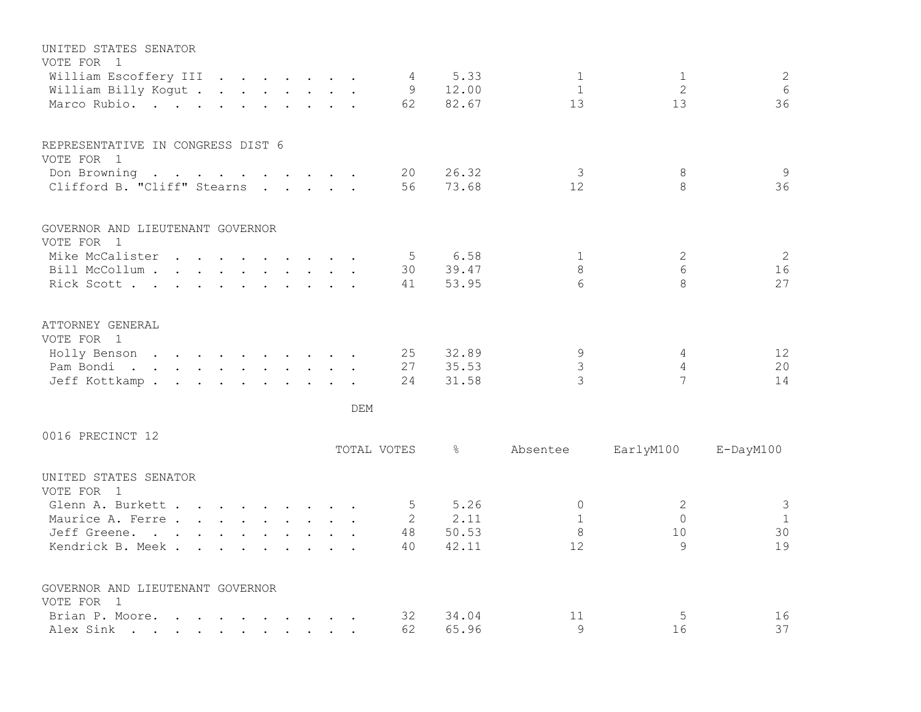UNITED STATES SENATOR
VOTE FOR 1

| | TOTAL VOTES | % | Absentee | EarlyM100 | E-DayM100 |
|---|---|---|---|---|---|
| William Escoffery III | 4 | 5.33 | 1 | 1 | 2 |
| William Billy Kogut | 9 | 12.00 | 1 | 2 | 6 |
| Marco Rubio. | 62 | 82.67 | 13 | 13 | 36 |

REPRESENTATIVE IN CONGRESS DIST 6
VOTE FOR 1

| | TOTAL VOTES | % | Absentee | EarlyM100 | E-DayM100 |
|---|---|---|---|---|---|
| Don Browning | 20 | 26.32 | 3 | 8 | 9 |
| Clifford B. "Cliff" Stearns | 56 | 73.68 | 12 | 8 | 36 |

GOVERNOR AND LIEUTENANT GOVERNOR
VOTE FOR 1

| | TOTAL VOTES | % | Absentee | EarlyM100 | E-DayM100 |
|---|---|---|---|---|---|
| Mike McCalister | 5 | 6.58 | 1 | 2 | 2 |
| Bill McCollum | 30 | 39.47 | 8 | 6 | 16 |
| Rick Scott | 41 | 53.95 | 6 | 8 | 27 |

ATTORNEY GENERAL
VOTE FOR 1

| | TOTAL VOTES | % | Absentee | EarlyM100 | E-DayM100 |
|---|---|---|---|---|---|
| Holly Benson | 25 | 32.89 | 9 | 4 | 12 |
| Pam Bondi | 27 | 35.53 | 3 | 4 | 20 |
| Jeff Kottkamp | 24 | 31.58 | 3 | 7 | 14 |

DEM

0016 PRECINCT 12

UNITED STATES SENATOR
VOTE FOR 1

| | TOTAL VOTES | % | Absentee | EarlyM100 | E-DayM100 |
|---|---|---|---|---|---|
| Glenn A. Burkett | 5 | 5.26 | 0 | 2 | 3 |
| Maurice A. Ferre | 2 | 2.11 | 1 | 0 | 1 |
| Jeff Greene. | 48 | 50.53 | 8 | 10 | 30 |
| Kendrick B. Meek | 40 | 42.11 | 12 | 9 | 19 |

GOVERNOR AND LIEUTENANT GOVERNOR
VOTE FOR 1

| | TOTAL VOTES | % | Absentee | EarlyM100 | E-DayM100 |
|---|---|---|---|---|---|
| Brian P. Moore. | 32 | 34.04 | 11 | 5 | 16 |
| Alex Sink | 62 | 65.96 | 9 | 16 | 37 |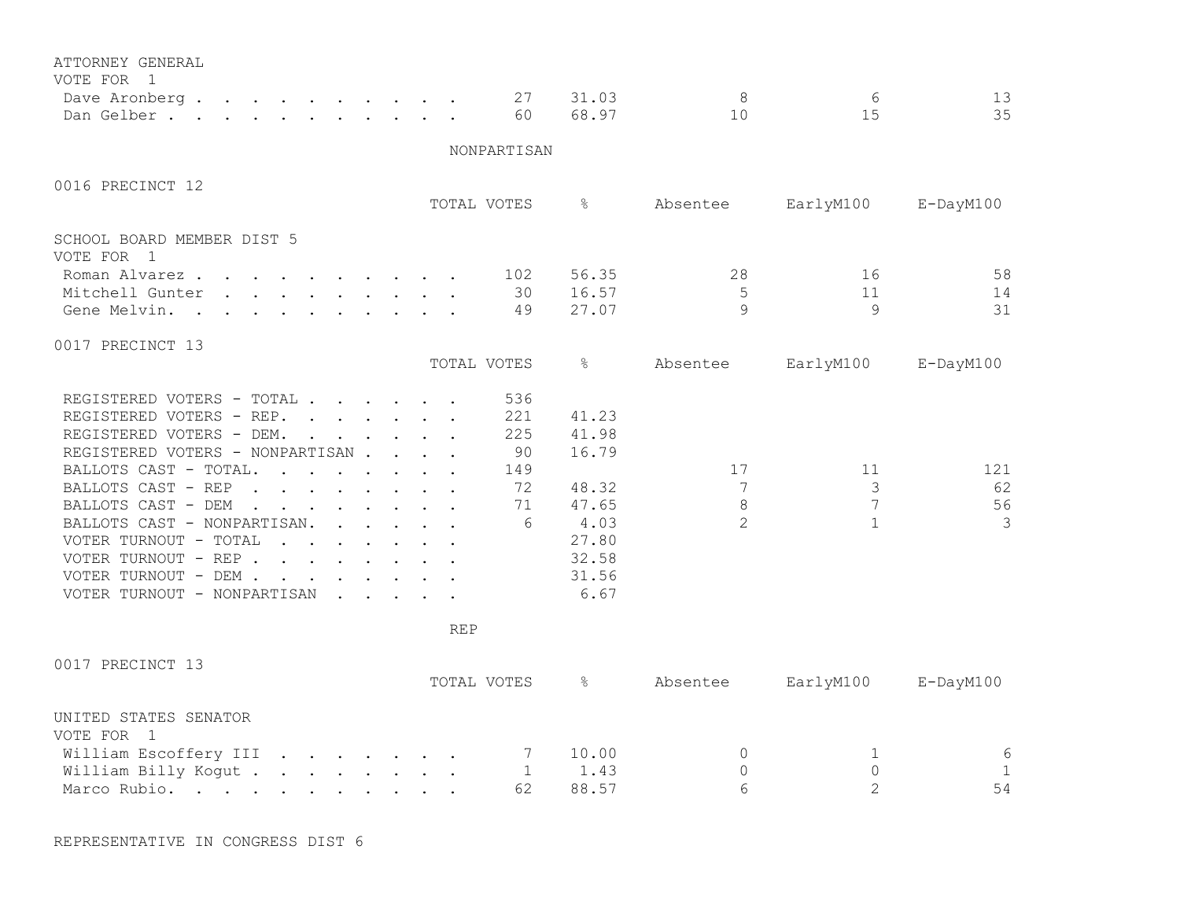ATTORNEY GENERAL
VOTE FOR 1

| | TOTAL VOTES | % | Absentee | EarlyM100 | E-DayM100 |
|---|---|---|---|---|---|
| Dave Aronberg | 27 | 31.03 | 8 | 6 | 13 |
| Dan Gelber | 60 | 68.97 | 10 | 15 | 35 |

NONPARTISAN

0016 PRECINCT 12

SCHOOL BOARD MEMBER DIST 5
VOTE FOR 1

| | TOTAL VOTES | % | Absentee | EarlyM100 | E-DayM100 |
|---|---|---|---|---|---|
| Roman Alvarez | 102 | 56.35 | 28 | 16 | 58 |
| Mitchell Gunter | 30 | 16.57 | 5 | 11 | 14 |
| Gene Melvin. | 49 | 27.07 | 9 | 9 | 31 |

0017 PRECINCT 13

| | TOTAL VOTES | % | Absentee | EarlyM100 | E-DayM100 |
|---|---|---|---|---|---|
| REGISTERED VOTERS - TOTAL | 536 | | | | |
| REGISTERED VOTERS - REP. | 221 | 41.23 | | | |
| REGISTERED VOTERS - DEM. | 225 | 41.98 | | | |
| REGISTERED VOTERS - NONPARTISAN | 90 | 16.79 | | | |
| BALLOTS CAST - TOTAL. | 149 | | 17 | 11 | 121 |
| BALLOTS CAST - REP | 72 | 48.32 | 7 | 3 | 62 |
| BALLOTS CAST - DEM | 71 | 47.65 | 8 | 7 | 56 |
| BALLOTS CAST - NONPARTISAN. | 6 | 4.03 | 2 | 1 | 3 |
| VOTER TURNOUT - TOTAL | | 27.80 | | | |
| VOTER TURNOUT - REP | | 32.58 | | | |
| VOTER TURNOUT - DEM | | 31.56 | | | |
| VOTER TURNOUT - NONPARTISAN | | 6.67 | | | |

REP

0017 PRECINCT 13

UNITED STATES SENATOR
VOTE FOR 1

| | TOTAL VOTES | % | Absentee | EarlyM100 | E-DayM100 |
|---|---|---|---|---|---|
| William Escoffery III | 7 | 10.00 | 0 | 1 | 6 |
| William Billy Kogut | 1 | 1.43 | 0 | 0 | 1 |
| Marco Rubio. | 62 | 88.57 | 6 | 2 | 54 |

REPRESENTATIVE IN CONGRESS DIST 6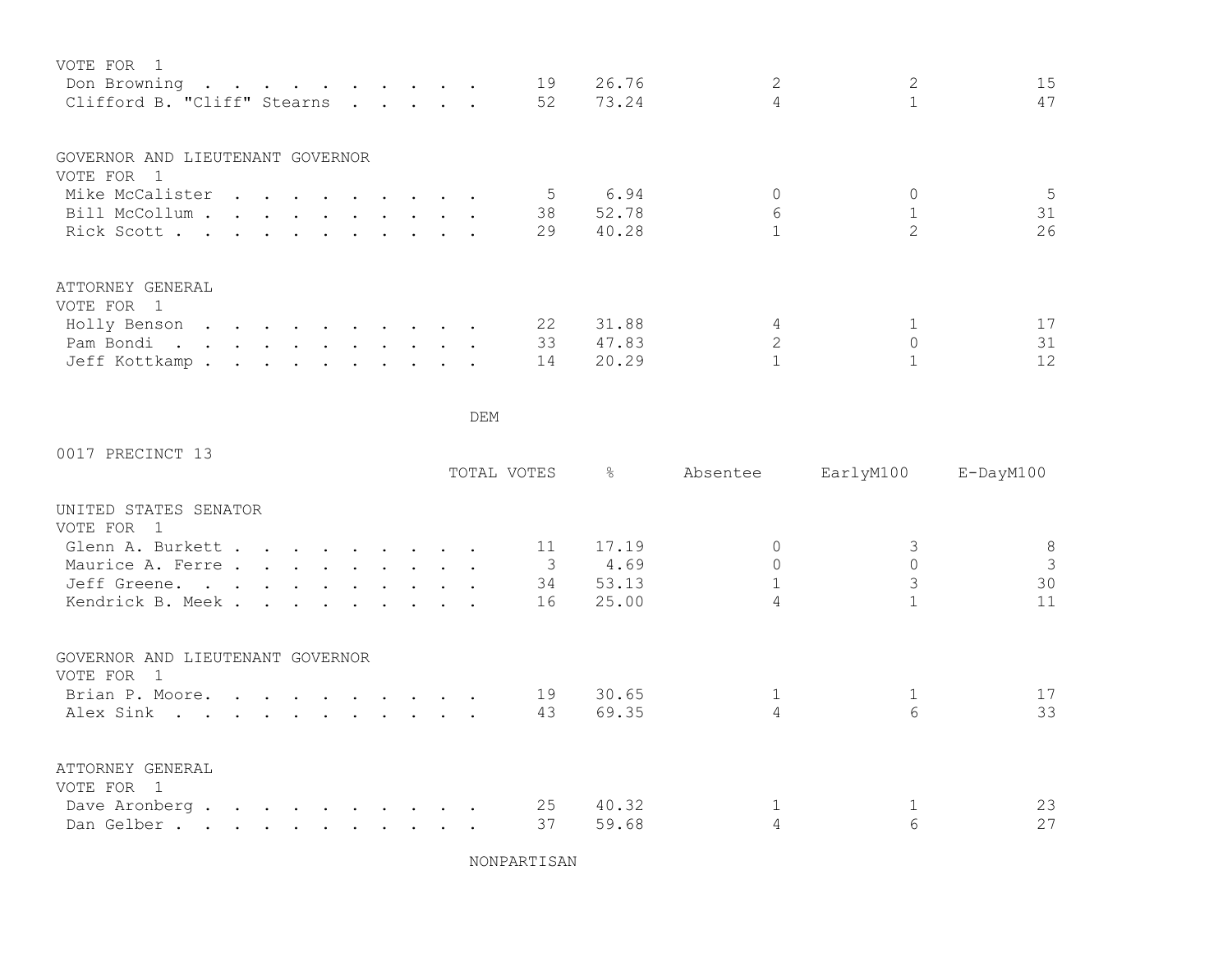VOTE FOR 1

| | | | | | |
|---|---|---|---|---|---|
| Don Browning | 19 | 26.76 | 2 | 2 | 15 |
| Clifford B. "Cliff" Stearns | 52 | 73.24 | 4 | 1 | 47 |

GOVERNOR AND LIEUTENANT GOVERNOR
VOTE FOR 1

| | | | | | |
|---|---|---|---|---|---|
| Mike McCalister | 5 | 6.94 | 0 | 0 | 5 |
| Bill McCollum | 38 | 52.78 | 6 | 1 | 31 |
| Rick Scott | 29 | 40.28 | 1 | 2 | 26 |

ATTORNEY GENERAL
VOTE FOR 1

| | | | | | |
|---|---|---|---|---|---|
| Holly Benson | 22 | 31.88 | 4 | 1 | 17 |
| Pam Bondi | 33 | 47.83 | 2 | 0 | 31 |
| Jeff Kottkamp | 14 | 20.29 | 1 | 1 | 12 |

DEM

0017 PRECINCT 13

UNITED STATES SENATOR
VOTE FOR 1

| | TOTAL VOTES | % | Absentee | EarlyM100 | E-DayM100 |
|---|---|---|---|---|---|
| Glenn A. Burkett | 11 | 17.19 | 0 | 3 | 8 |
| Maurice A. Ferre | 3 | 4.69 | 0 | 0 | 3 |
| Jeff Greene | 34 | 53.13 | 1 | 3 | 30 |
| Kendrick B. Meek | 16 | 25.00 | 4 | 1 | 11 |

GOVERNOR AND LIEUTENANT GOVERNOR
VOTE FOR 1

| | TOTAL VOTES | % | Absentee | EarlyM100 | E-DayM100 |
|---|---|---|---|---|---|
| Brian P. Moore | 19 | 30.65 | 1 | 1 | 17 |
| Alex Sink | 43 | 69.35 | 4 | 6 | 33 |

ATTORNEY GENERAL
VOTE FOR 1

| | TOTAL VOTES | % | Absentee | EarlyM100 | E-DayM100 |
|---|---|---|---|---|---|
| Dave Aronberg | 25 | 40.32 | 1 | 1 | 23 |
| Dan Gelber | 37 | 59.68 | 4 | 6 | 27 |

NONPARTISAN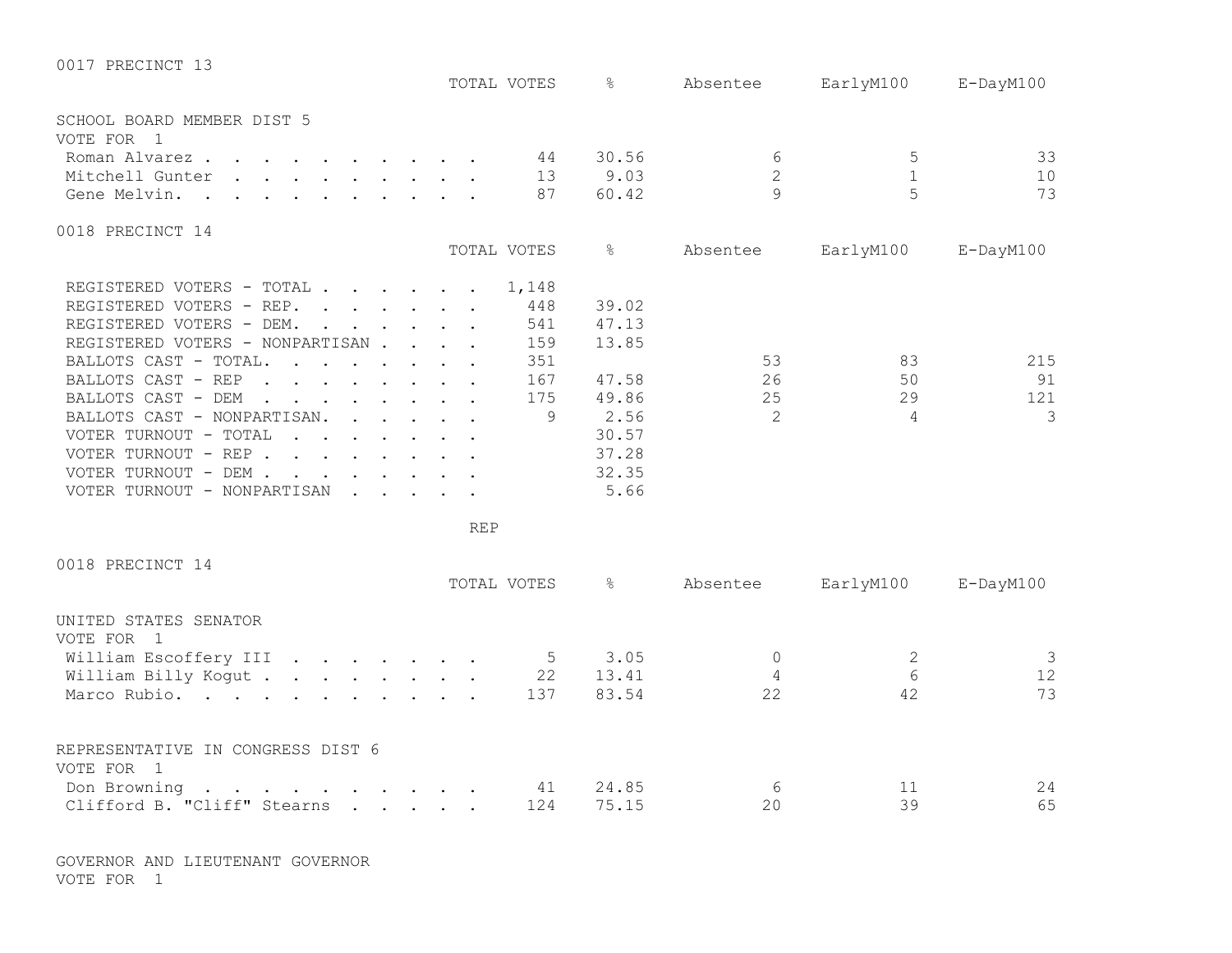## 0017 PRECINCT 13

| | TOTAL VOTES | % | Absentee | EarlyM100 | E-DayM100 |
|---|---|---|---|---|---|
| **SCHOOL BOARD MEMBER DIST 5** | | | | | |
| VOTE FOR 1 | | | | | |
| Roman Alvarez | 44 | 30.56 | 6 | 5 | 33 |
| Mitchell Gunter | 13 | 9.03 | 2 | 1 | 10 |
| Gene Melvin. | 87 | 60.42 | 9 | 5 | 73 |

## 0018 PRECINCT 14

| | TOTAL VOTES | % | Absentee | EarlyM100 | E-DayM100 |
|---|---|---|---|---|---|
| REGISTERED VOTERS - TOTAL | 1,148 | | | | |
| REGISTERED VOTERS - REP. | 448 | 39.02 | | | |
| REGISTERED VOTERS - DEM. | 541 | 47.13 | | | |
| REGISTERED VOTERS - NONPARTISAN | 159 | 13.85 | | | |
| BALLOTS CAST - TOTAL. | 351 | | 53 | 83 | 215 |
| BALLOTS CAST - REP | 167 | 47.58 | 26 | 50 | 91 |
| BALLOTS CAST - DEM | 175 | 49.86 | 25 | 29 | 121 |
| BALLOTS CAST - NONPARTISAN. | 9 | 2.56 | 2 | 4 | 3 |
| VOTER TURNOUT - TOTAL | | 30.57 | | | |
| VOTER TURNOUT - REP | | 37.28 | | | |
| VOTER TURNOUT - DEM | | 32.35 | | | |
| VOTER TURNOUT - NONPARTISAN | | 5.66 | | | |

REP

## 0018 PRECINCT 14

| | TOTAL VOTES | % | Absentee | EarlyM100 | E-DayM100 |
|---|---|---|---|---|---|
| **UNITED STATES SENATOR** | | | | | |
| VOTE FOR 1 | | | | | |
| William Escoffery III | 5 | 3.05 | 0 | 2 | 3 |
| William Billy Kogut | 22 | 13.41 | 4 | 6 | 12 |
| Marco Rubio. | 137 | 83.54 | 22 | 42 | 73 |
| **REPRESENTATIVE IN CONGRESS DIST 6** | | | | | |
| VOTE FOR 1 | | | | | |
| Don Browning | 41 | 24.85 | 6 | 11 | 24 |
| Clifford B. "Cliff" Stearns | 124 | 75.15 | 20 | 39 | 65 |

GOVERNOR AND LIEUTENANT GOVERNOR
VOTE FOR 1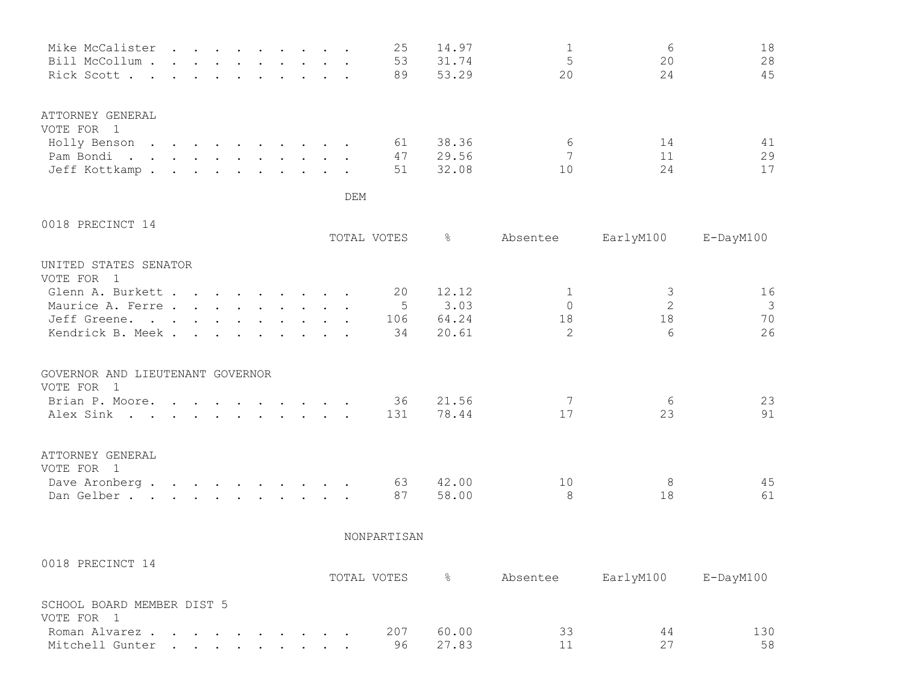| | TOTAL VOTES | % | Absentee | EarlyM100 | E-DayM100 |
|---|---|---|---|---|---|
| Mike McCalister | 25 | 14.97 | 1 | 6 | 18 |
| Bill McCollum | 53 | 31.74 | 5 | 20 | 28 |
| Rick Scott | 89 | 53.29 | 20 | 24 | 45 |

ATTORNEY GENERAL
VOTE FOR 1

| | TOTAL VOTES | % | Absentee | EarlyM100 | E-DayM100 |
|---|---|---|---|---|---|
| Holly Benson | 61 | 38.36 | 6 | 14 | 41 |
| Pam Bondi | 47 | 29.56 | 7 | 11 | 29 |
| Jeff Kottkamp | 51 | 32.08 | 10 | 24 | 17 |

DEM

0018 PRECINCT 14

UNITED STATES SENATOR
VOTE FOR 1

| | TOTAL VOTES | % | Absentee | EarlyM100 | E-DayM100 |
|---|---|---|---|---|---|
| Glenn A. Burkett | 20 | 12.12 | 1 | 3 | 16 |
| Maurice A. Ferre | 5 | 3.03 | 0 | 2 | 3 |
| Jeff Greene | 106 | 64.24 | 18 | 18 | 70 |
| Kendrick B. Meek | 34 | 20.61 | 2 | 6 | 26 |

GOVERNOR AND LIEUTENANT GOVERNOR
VOTE FOR 1

| | TOTAL VOTES | % | Absentee | EarlyM100 | E-DayM100 |
|---|---|---|---|---|---|
| Brian P. Moore | 36 | 21.56 | 7 | 6 | 23 |
| Alex Sink | 131 | 78.44 | 17 | 23 | 91 |

ATTORNEY GENERAL
VOTE FOR 1

| | TOTAL VOTES | % | Absentee | EarlyM100 | E-DayM100 |
|---|---|---|---|---|---|
| Dave Aronberg | 63 | 42.00 | 10 | 8 | 45 |
| Dan Gelber | 87 | 58.00 | 8 | 18 | 61 |

NONPARTISAN

0018 PRECINCT 14

SCHOOL BOARD MEMBER DIST 5
VOTE FOR 1

| | TOTAL VOTES | % | Absentee | EarlyM100 | E-DayM100 |
|---|---|---|---|---|---|
| Roman Alvarez | 207 | 60.00 | 33 | 44 | 130 |
| Mitchell Gunter | 96 | 27.83 | 11 | 27 | 58 |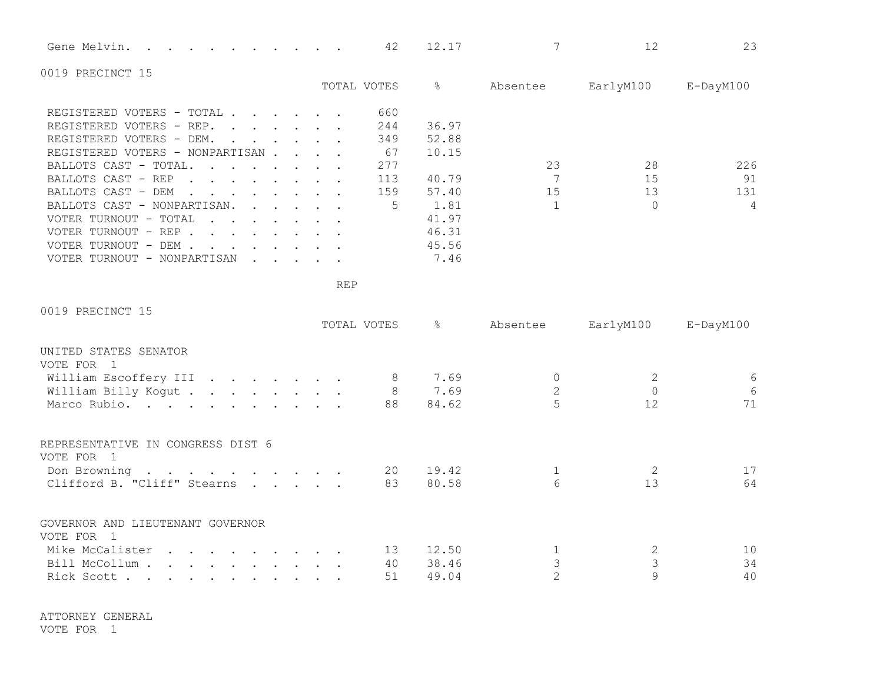| | TOTAL VOTES | % | Absentee | EarlyM100 | E-DayM100 |
|---|---|---|---|---|---|
| Gene Melvin | 42 | 12.17 | 7 | 12 | 23 |

## 0019 PRECINCT 15

| | TOTAL VOTES | % | Absentee | EarlyM100 | E-DayM100 |
|---|---|---|---|---|---|
| REGISTERED VOTERS - TOTAL | 660 | | | | |
| REGISTERED VOTERS - REP. | 244 | 36.97 | | | |
| REGISTERED VOTERS - DEM. | 349 | 52.88 | | | |
| REGISTERED VOTERS - NONPARTISAN | 67 | 10.15 | | | |
| BALLOTS CAST - TOTAL. | 277 | | 23 | 28 | 226 |
| BALLOTS CAST - REP | 113 | 40.79 | 7 | 15 | 91 |
| BALLOTS CAST - DEM | 159 | 57.40 | 15 | 13 | 131 |
| BALLOTS CAST - NONPARTISAN. | 5 | 1.81 | 1 | 0 | 4 |
| VOTER TURNOUT - TOTAL | | 41.97 | | | |
| VOTER TURNOUT - REP | | 46.31 | | | |
| VOTER TURNOUT - DEM | | 45.56 | | | |
| VOTER TURNOUT - NONPARTISAN | | 7.46 | | | |

REP

## 0019 PRECINCT 15

| | TOTAL VOTES | % | Absentee | EarlyM100 | E-DayM100 |
|---|---|---|---|---|---|
| **UNITED STATES SENATOR** | | | | | |
| VOTE FOR 1 | | | | | |
| William Escoffery III | 8 | 7.69 | 0 | 2 | 6 |
| William Billy Kogut | 8 | 7.69 | 2 | 0 | 6 |
| Marco Rubio. | 88 | 84.62 | 5 | 12 | 71 |
| **REPRESENTATIVE IN CONGRESS DIST 6** | | | | | |
| VOTE FOR 1 | | | | | |
| Don Browning | 20 | 19.42 | 1 | 2 | 17 |
| Clifford B. "Cliff" Stearns | 83 | 80.58 | 6 | 13 | 64 |
| **GOVERNOR AND LIEUTENANT GOVERNOR** | | | | | |
| VOTE FOR 1 | | | | | |
| Mike McCalister | 13 | 12.50 | 1 | 2 | 10 |
| Bill McCollum | 40 | 38.46 | 3 | 3 | 34 |
| Rick Scott | 51 | 49.04 | 2 | 9 | 40 |

ATTORNEY GENERAL
VOTE FOR 1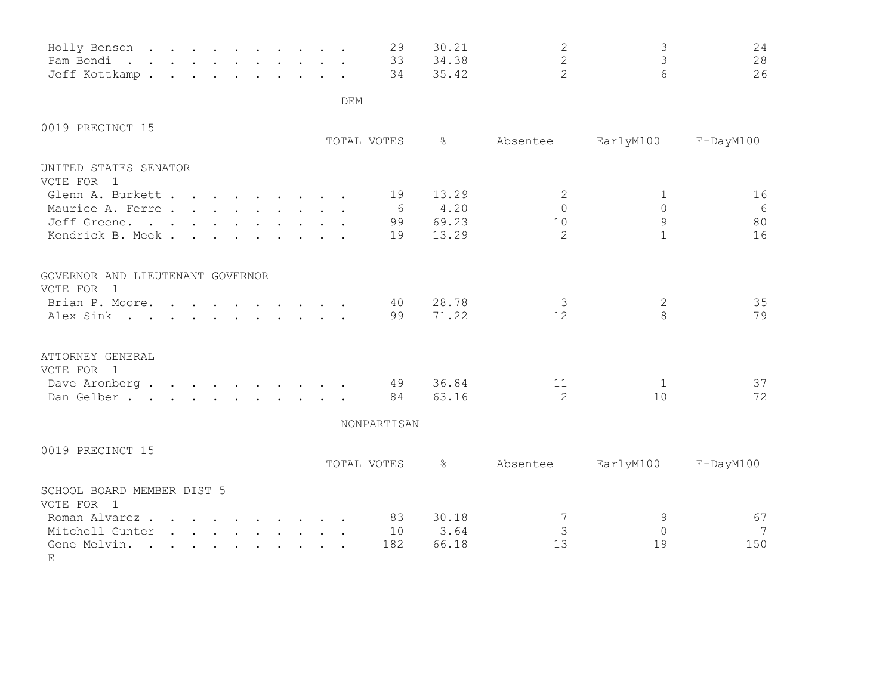| | TOTAL VOTES | % | Absentee | EarlyM100 | E-DayM100 |
|---|---|---|---|---|---|
| Holly Benson | 29 | 30.21 | 2 | 3 | 24 |
| Pam Bondi | 33 | 34.38 | 2 | 3 | 28 |
| Jeff Kottkamp | 34 | 35.42 | 2 | 6 | 26 |

DEM

0019 PRECINCT 15

| | TOTAL VOTES | % | Absentee | EarlyM100 | E-DayM100 |
|---|---|---|---|---|---|
| **UNITED STATES SENATOR** | | | | | |
| VOTE FOR 1 | | | | | |
| Glenn A. Burkett | 19 | 13.29 | 2 | 1 | 16 |
| Maurice A. Ferre | 6 | 4.20 | 0 | 0 | 6 |
| Jeff Greene | 99 | 69.23 | 10 | 9 | 80 |
| Kendrick B. Meek | 19 | 13.29 | 2 | 1 | 16 |
| **GOVERNOR AND LIEUTENANT GOVERNOR** | | | | | |
| VOTE FOR 1 | | | | | |
| Brian P. Moore | 40 | 28.78 | 3 | 2 | 35 |
| Alex Sink | 99 | 71.22 | 12 | 8 | 79 |
| **ATTORNEY GENERAL** | | | | | |
| VOTE FOR 1 | | | | | |
| Dave Aronberg | 49 | 36.84 | 11 | 1 | 37 |
| Dan Gelber | 84 | 63.16 | 2 | 10 | 72 |

NONPARTISAN

0019 PRECINCT 15

| | TOTAL VOTES | % | Absentee | EarlyM100 | E-DayM100 |
|---|---|---|---|---|---|
| **SCHOOL BOARD MEMBER DIST 5** | | | | | |
| VOTE FOR 1 | | | | | |
| Roman Alvarez | 83 | 30.18 | 7 | 9 | 67 |
| Mitchell Gunter | 10 | 3.64 | 3 | 0 | 7 |
| Gene Melvin | 182 | 66.18 | 13 | 19 | 150 |

E